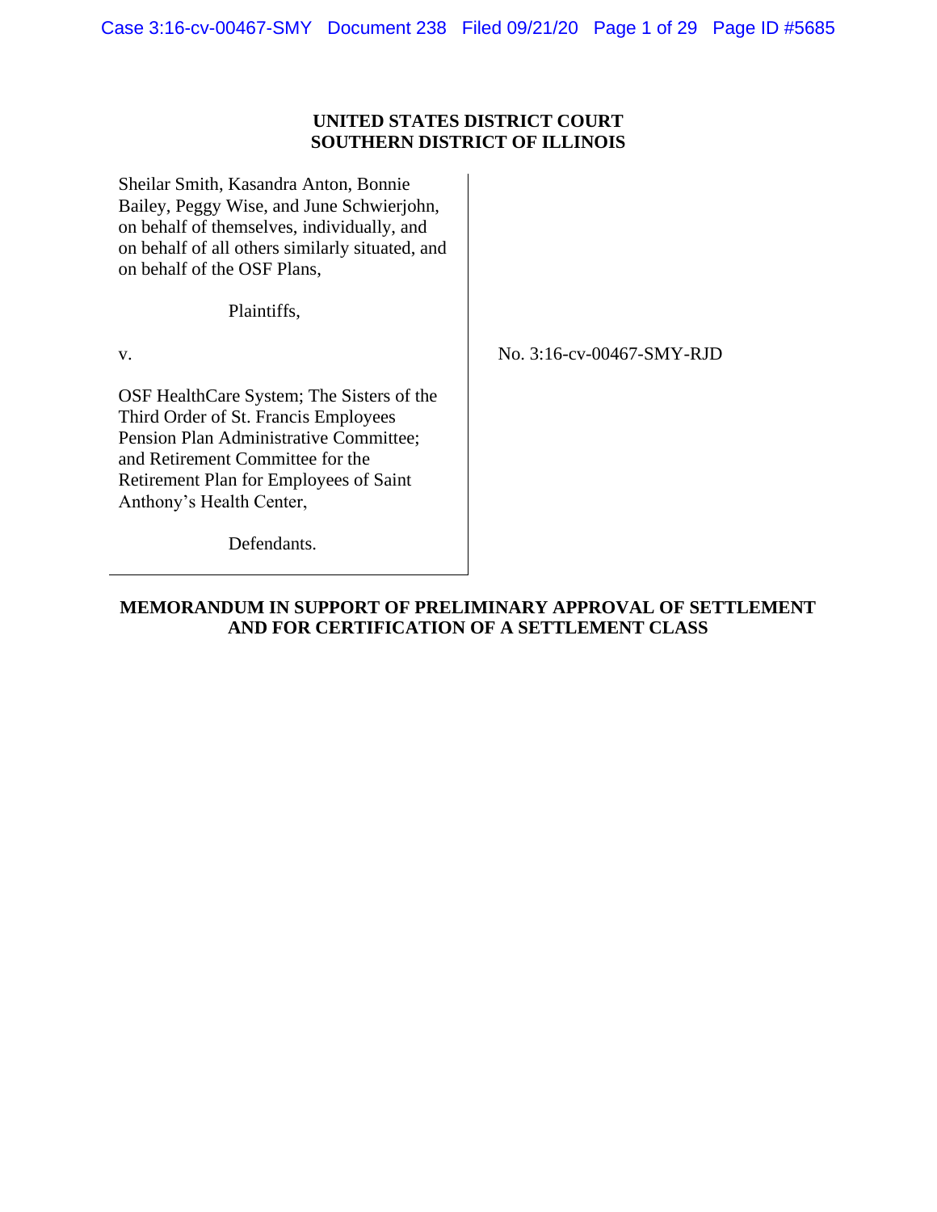**UNITED STATES DISTRICT COURT**
**SOUTHERN DISTRICT OF ILLINOIS**

Sheilar Smith, Kasandra Anton, Bonnie Bailey, Peggy Wise, and June Schwierjohn, on behalf of themselves, individually, and on behalf of all others similarly situated, and on behalf of the OSF Plans,

Plaintiffs,

v.

OSF HealthCare System; The Sisters of the Third Order of St. Francis Employees Pension Plan Administrative Committee; and Retirement Committee for the Retirement Plan for Employees of Saint Anthony's Health Center,

Defendants.

No. 3:16-cv-00467-SMY-RJD

**MEMORANDUM IN SUPPORT OF PRELIMINARY APPROVAL OF SETTLEMENT AND FOR CERTIFICATION OF A SETTLEMENT CLASS**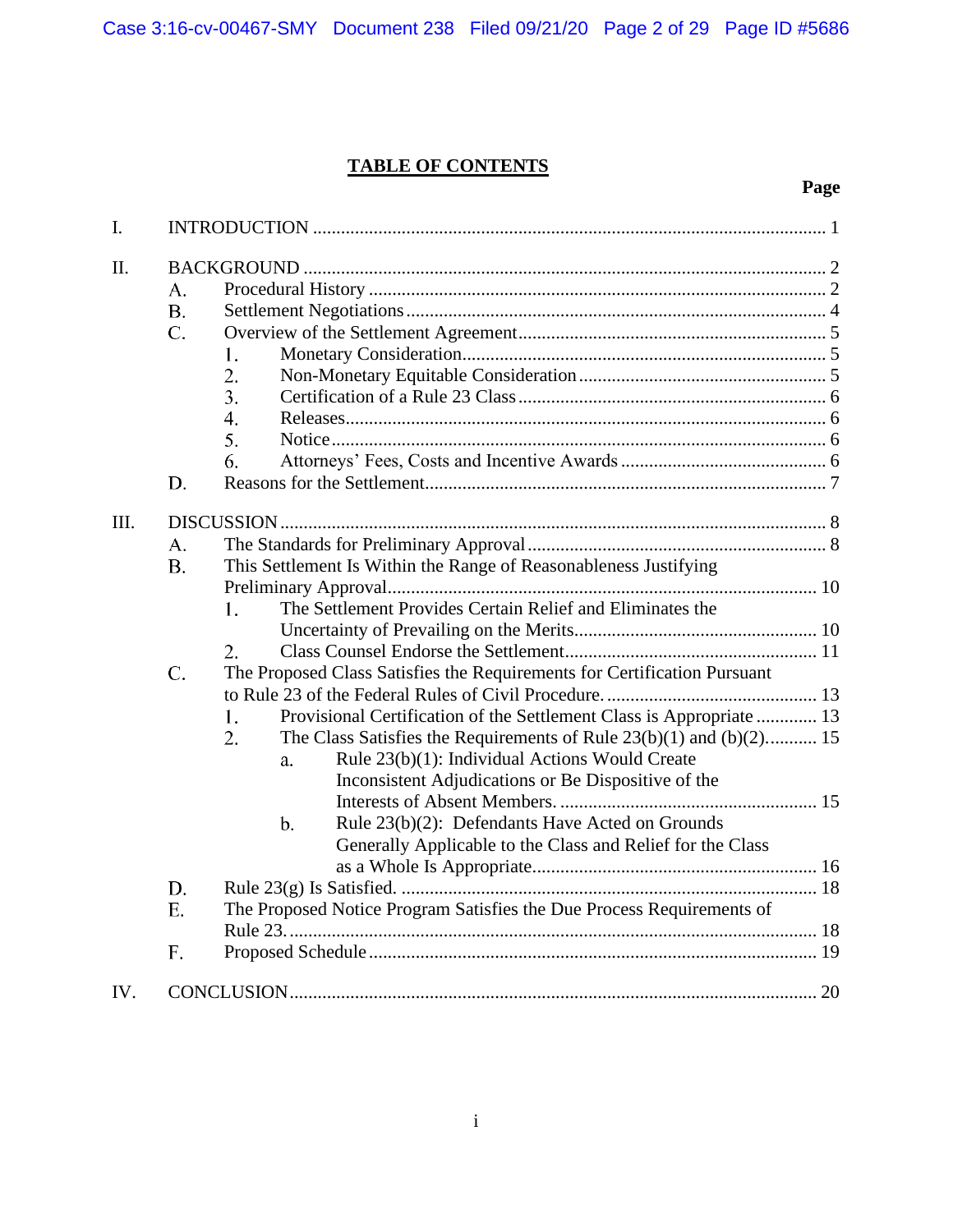# TABLE OF CONTENTS

**Page**

I. INTRODUCTION ..... 1

II. BACKGROUND ..... 2
- A. Procedural History ..... 2
- B. Settlement Negotiations ..... 4
- C. Overview of the Settlement Agreement ..... 5
  - 1. Monetary Consideration ..... 5
  - 2. Non-Monetary Equitable Consideration ..... 5
  - 3. Certification of a Rule 23 Class ..... 6
  - 4. Releases ..... 6
  - 5. Notice ..... 6
  - 6. Attorneys' Fees, Costs and Incentive Awards ..... 6
- D. Reasons for the Settlement ..... 7

III. DISCUSSION ..... 8
- A. The Standards for Preliminary Approval ..... 8
- B. This Settlement Is Within the Range of Reasonableness Justifying Preliminary Approval ..... 10
  - 1. The Settlement Provides Certain Relief and Eliminates the Uncertainty of Prevailing on the Merits ..... 10
  - 2. Class Counsel Endorse the Settlement ..... 11
- C. The Proposed Class Satisfies the Requirements for Certification Pursuant to Rule 23 of the Federal Rules of Civil Procedure. ..... 13
  - 1. Provisional Certification of the Settlement Class is Appropriate ..... 13
  - 2. The Class Satisfies the Requirements of Rule 23(b)(1) and (b)(2). ..... 15
    - a. Rule 23(b)(1): Individual Actions Would Create Inconsistent Adjudications or Be Dispositive of the Interests of Absent Members. ..... 15
    - b. Rule 23(b)(2): Defendants Have Acted on Grounds Generally Applicable to the Class and Relief for the Class as a Whole Is Appropriate ..... 16
- D. Rule 23(g) Is Satisfied. ..... 18
- E. The Proposed Notice Program Satisfies the Due Process Requirements of Rule 23. ..... 18
- F. Proposed Schedule ..... 19

IV. CONCLUSION ..... 20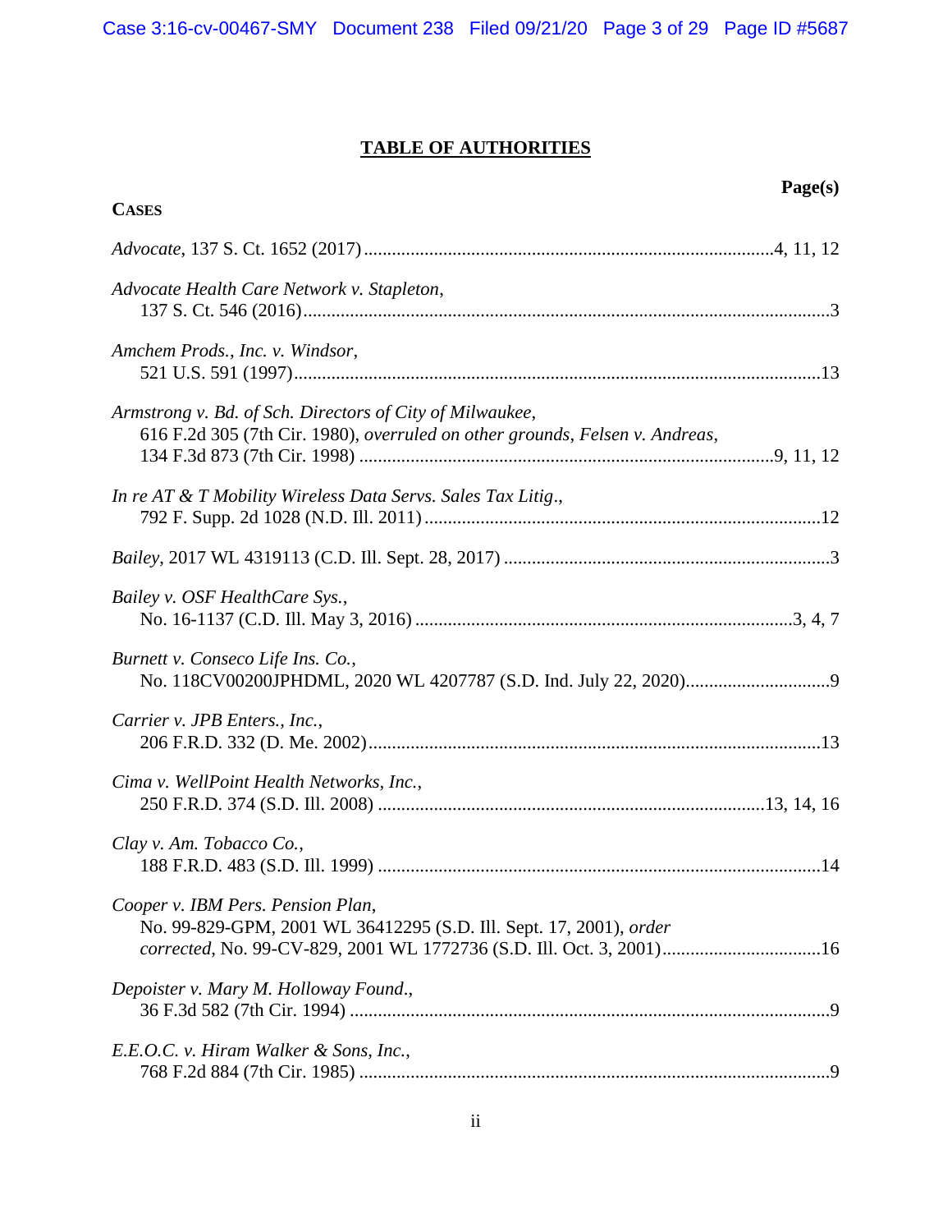# TABLE OF AUTHORITIES

**CASES** — **Page(s)**

*Advocate*, 137 S. Ct. 1652 (2017) ........................................4, 11, 12

*Advocate Health Care Network v. Stapleton*,
137 S. Ct. 546 (2016) ........................................3

*Amchem Prods., Inc. v. Windsor*,
521 U.S. 591 (1997) ........................................13

*Armstrong v. Bd. of Sch. Directors of City of Milwaukee*,
616 F.2d 305 (7th Cir. 1980), *overruled on other grounds*, *Felsen v. Andreas*,
134 F.3d 873 (7th Cir. 1998) ........................................9, 11, 12

*In re AT & T Mobility Wireless Data Servs. Sales Tax Litig.*,
792 F. Supp. 2d 1028 (N.D. Ill. 2011) ........................................12

*Bailey*, 2017 WL 4319113 (C.D. Ill. Sept. 28, 2017) ........................................3

*Bailey v. OSF HealthCare Sys.*,
No. 16-1137 (C.D. Ill. May 3, 2016) ........................................3, 4, 7

*Burnett v. Conseco Life Ins. Co.*,
No. 118CV00200JPHDML, 2020 WL 4207787 (S.D. Ind. July 22, 2020) ........................................9

*Carrier v. JPB Enters., Inc.*,
206 F.R.D. 332 (D. Me. 2002) ........................................13

*Cima v. WellPoint Health Networks, Inc.*,
250 F.R.D. 374 (S.D. Ill. 2008) ........................................13, 14, 16

*Clay v. Am. Tobacco Co.*,
188 F.R.D. 483 (S.D. Ill. 1999) ........................................14

*Cooper v. IBM Pers. Pension Plan*,
No. 99-829-GPM, 2001 WL 36412295 (S.D. Ill. Sept. 17, 2001), *order corrected*, No. 99-CV-829, 2001 WL 1772736 (S.D. Ill. Oct. 3, 2001) ........................................16

*Depoister v. Mary M. Holloway Found.*,
36 F.3d 582 (7th Cir. 1994) ........................................9

*E.E.O.C. v. Hiram Walker & Sons, Inc.*,
768 F.2d 884 (7th Cir. 1985) ........................................9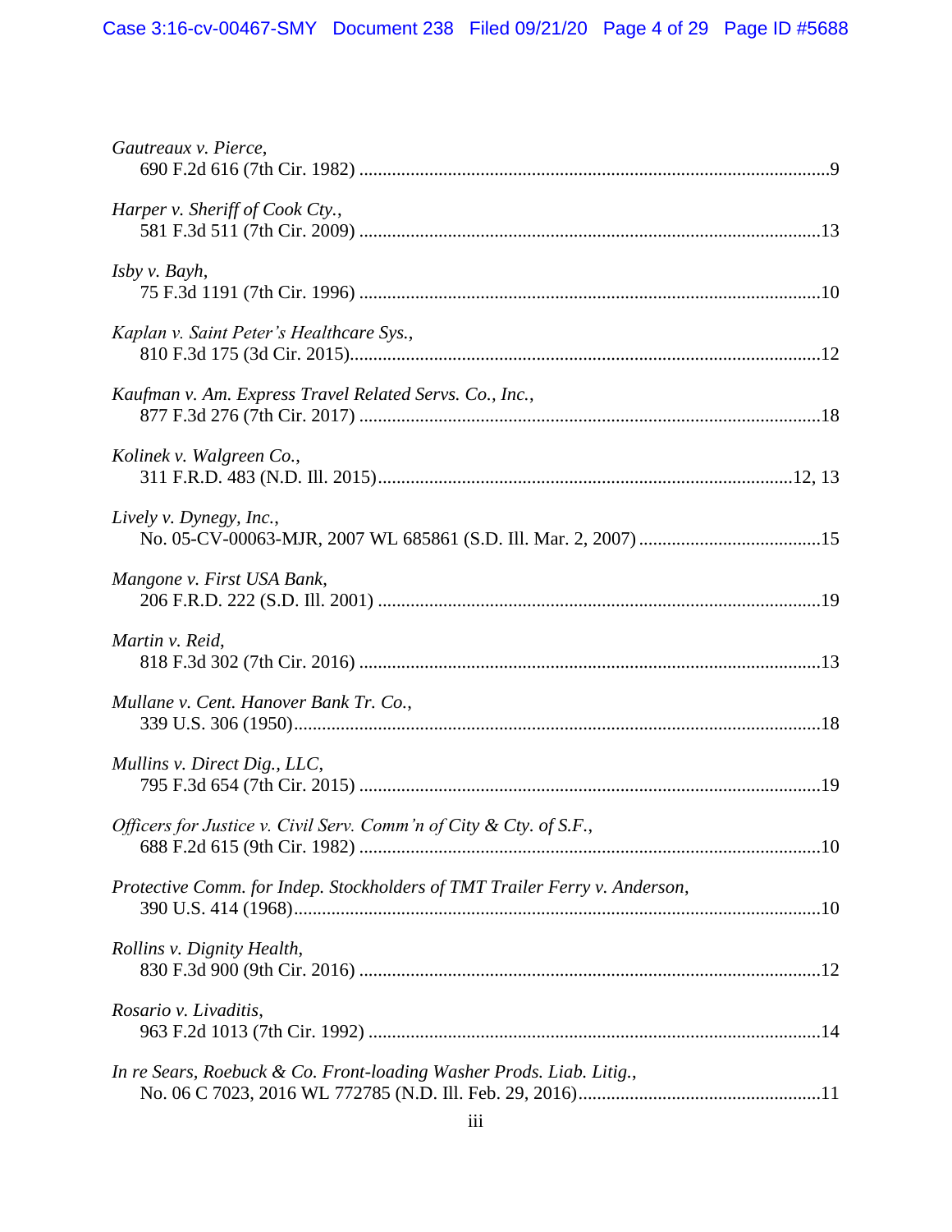*Gautreaux v. Pierce*,
690 F.2d 616 (7th Cir. 1982) ....................................................................................................9

*Harper v. Sheriff of Cook Cty.*,
581 F.3d 511 (7th Cir. 2009) ..................................................................................................13

*Isby v. Bayh*,
75 F.3d 1191 (7th Cir. 1996) ..................................................................................................10

*Kaplan v. Saint Peter's Healthcare Sys.*,
810 F.3d 175 (3d Cir. 2015)....................................................................................................12

*Kaufman v. Am. Express Travel Related Servs. Co., Inc.*,
877 F.3d 276 (7th Cir. 2017) ..................................................................................................18

*Kolinek v. Walgreen Co.*,
311 F.R.D. 483 (N.D. Ill. 2015)........................................................................................12, 13

*Lively v. Dynegy, Inc.*,
No. 05-CV-00063-MJR, 2007 WL 685861 (S.D. Ill. Mar. 2, 2007) .......................................15

*Mangone v. First USA Bank*,
206 F.R.D. 222 (S.D. Ill. 2001) ..............................................................................................19

*Martin v. Reid*,
818 F.3d 302 (7th Cir. 2016) ..................................................................................................13

*Mullane v. Cent. Hanover Bank Tr. Co.*,
339 U.S. 306 (1950)................................................................................................................18

*Mullins v. Direct Dig., LLC*,
795 F.3d 654 (7th Cir. 2015) ..................................................................................................19

*Officers for Justice v. Civil Serv. Comm'n of City & Cty. of S.F.*,
688 F.2d 615 (9th Cir. 1982) ..................................................................................................10

*Protective Comm. for Indep. Stockholders of TMT Trailer Ferry v. Anderson*,
390 U.S. 414 (1968)................................................................................................................10

*Rollins v. Dignity Health*,
830 F.3d 900 (9th Cir. 2016) ..................................................................................................12

*Rosario v. Livaditis*,
963 F.2d 1013 (7th Cir. 1992) ................................................................................................14

*In re Sears, Roebuck & Co. Front-loading Washer Prods. Liab. Litig.*,
No. 06 C 7023, 2016 WL 772785 (N.D. Ill. Feb. 29, 2016)....................................................11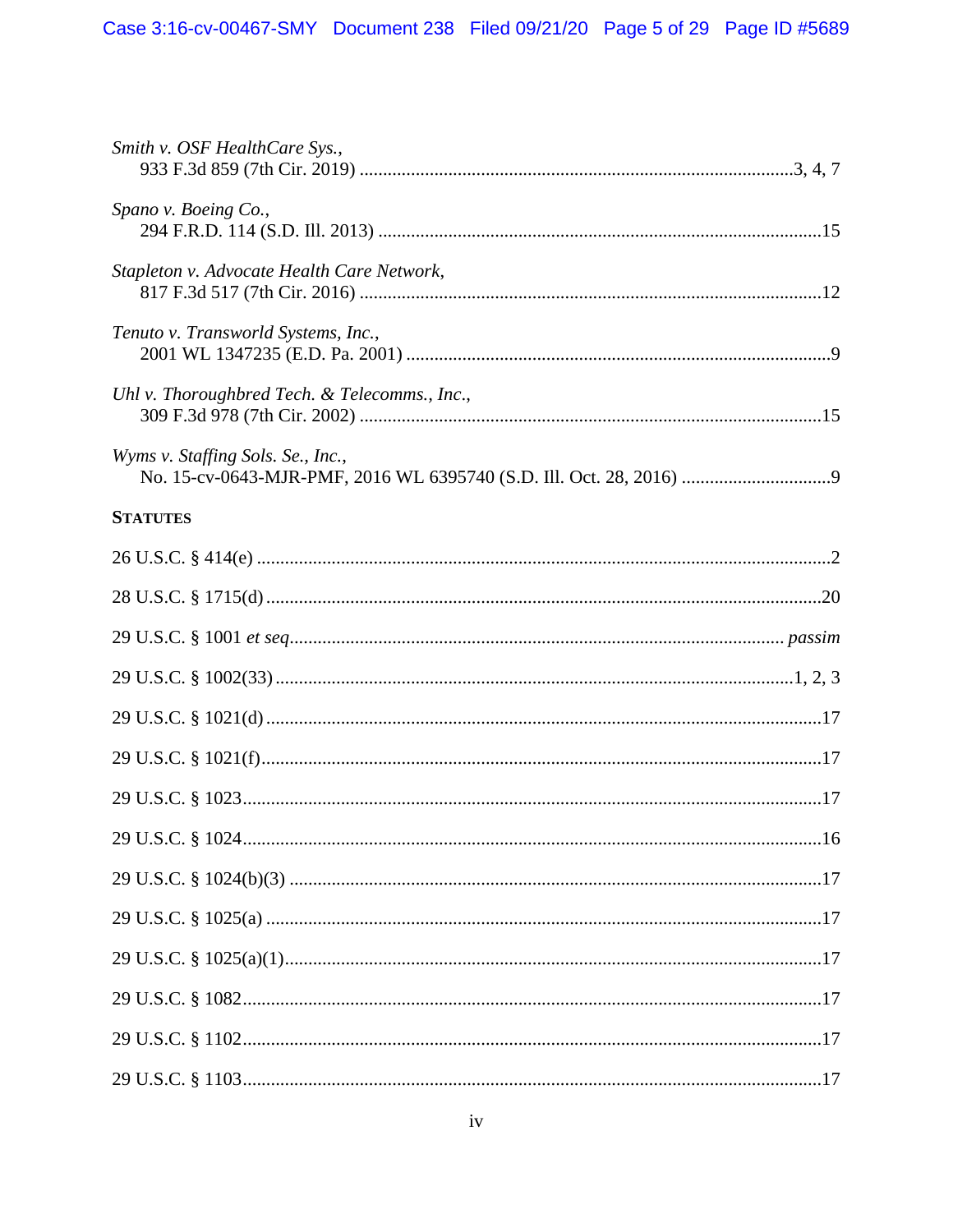*Smith v. OSF HealthCare Sys.*,
933 F.3d 859 (7th Cir. 2019) ............................................................................................3, 4, 7

*Spano v. Boeing Co.*,
294 F.R.D. 114 (S.D. Ill. 2013) ..............................................................................................15

*Stapleton v. Advocate Health Care Network*,
817 F.3d 517 (7th Cir. 2016) ..................................................................................................12

*Tenuto v. Transworld Systems, Inc.*,
2001 WL 1347235 (E.D. Pa. 2001) ..........................................................................................9

*Uhl v. Thoroughbred Tech. & Telecomms., Inc.*,
309 F.3d 978 (7th Cir. 2002) ..................................................................................................15

*Wyms v. Staffing Sols. Se., Inc.*,
No. 15-cv-0643-MJR-PMF, 2016 WL 6395740 (S.D. Ill. Oct. 28, 2016) ................................9

**STATUTES**

26 U.S.C. § 414(e) ..........................................................................................................................2

28 U.S.C. § 1715(d) ......................................................................................................................20

29 U.S.C. § 1001 *et seq*. ......................................................................................................... *passim*

29 U.S.C. § 1002(33) .............................................................................................................1, 2, 3

29 U.S.C. § 1021(d) ......................................................................................................................17

29 U.S.C. § 1021(f)........................................................................................................................17

29 U.S.C. § 1023............................................................................................................................17

29 U.S.C. § 1024............................................................................................................................16

29 U.S.C. § 1024(b)(3) .................................................................................................................17

29 U.S.C. § 1025(a) ......................................................................................................................17

29 U.S.C. § 1025(a)(1)..................................................................................................................17

29 U.S.C. § 1082............................................................................................................................17

29 U.S.C. § 1102............................................................................................................................17

29 U.S.C. § 1103............................................................................................................................17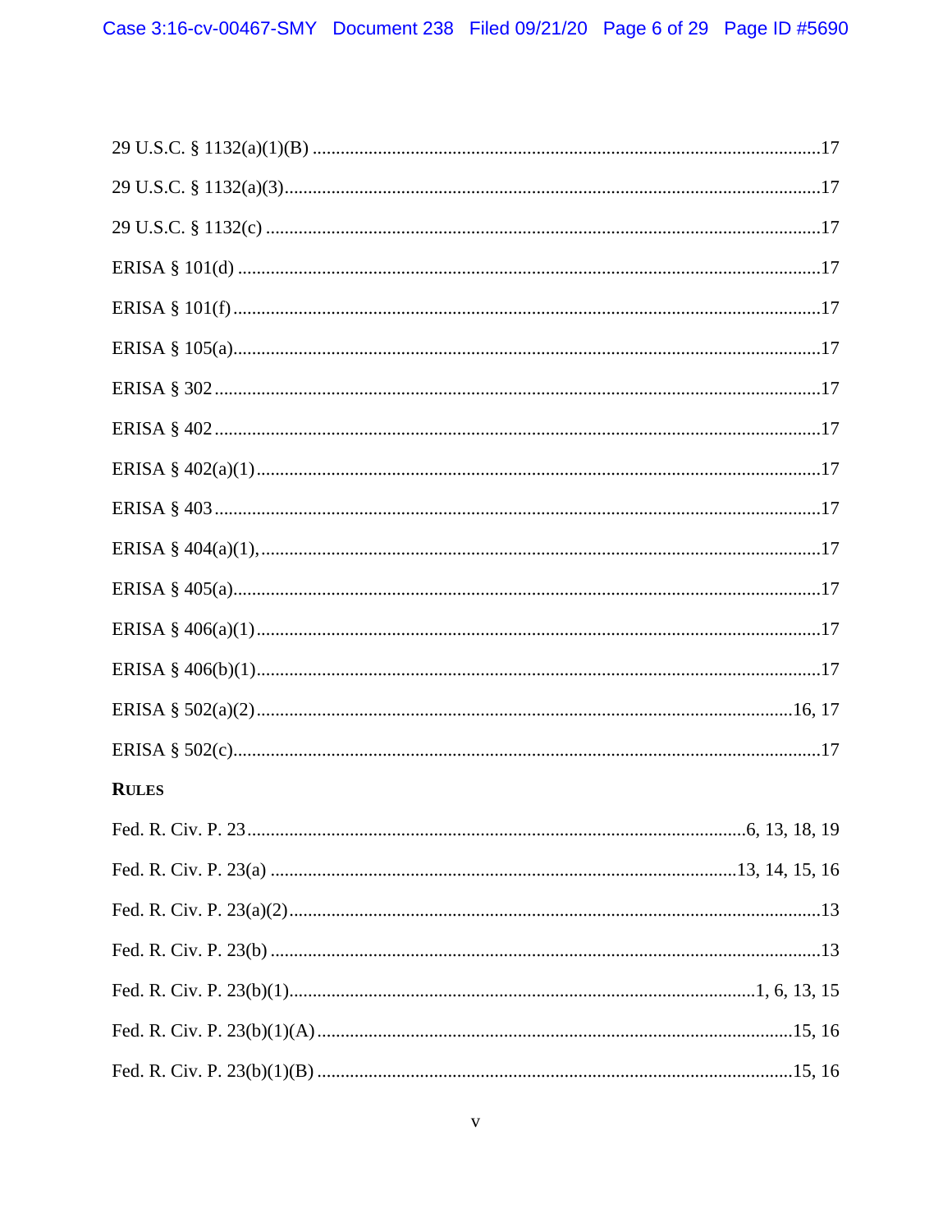29 U.S.C. § 1132(a)(1)(B) ....................................................................................................17

29 U.S.C. § 1132(a)(3)...........................................................................................................17

29 U.S.C. § 1132(c) ...............................................................................................................17

ERISA § 101(d) .....................................................................................................................17

ERISA § 101(f) .......................................................................................................................17

ERISA § 105(a).......................................................................................................................17

ERISA § 302 ...........................................................................................................................17

ERISA § 402 ...........................................................................................................................17

ERISA § 402(a)(1) ..................................................................................................................17

ERISA § 403 ...........................................................................................................................17

ERISA § 404(a)(1), .................................................................................................................17

ERISA § 405(a).......................................................................................................................17

ERISA § 406(a)(1) ..................................................................................................................17

ERISA § 406(b)(1)..................................................................................................................17

ERISA § 502(a)(2) ..........................................................................................................16, 17

ERISA § 502(c).......................................................................................................................17

**RULES**

Fed. R. Civ. P. 23 .................................................................................................6, 13, 18, 19

Fed. R. Civ. P. 23(a) ...........................................................................................13, 14, 15, 16

Fed. R. Civ. P. 23(a)(2)...........................................................................................................13

Fed. R. Civ. P. 23(b) ...............................................................................................................13

Fed. R. Civ. P. 23(b)(1)...........................................................................................1, 6, 13, 15

Fed. R. Civ. P. 23(b)(1)(A) .............................................................................................15, 16

Fed. R. Civ. P. 23(b)(1)(B) .............................................................................................15, 16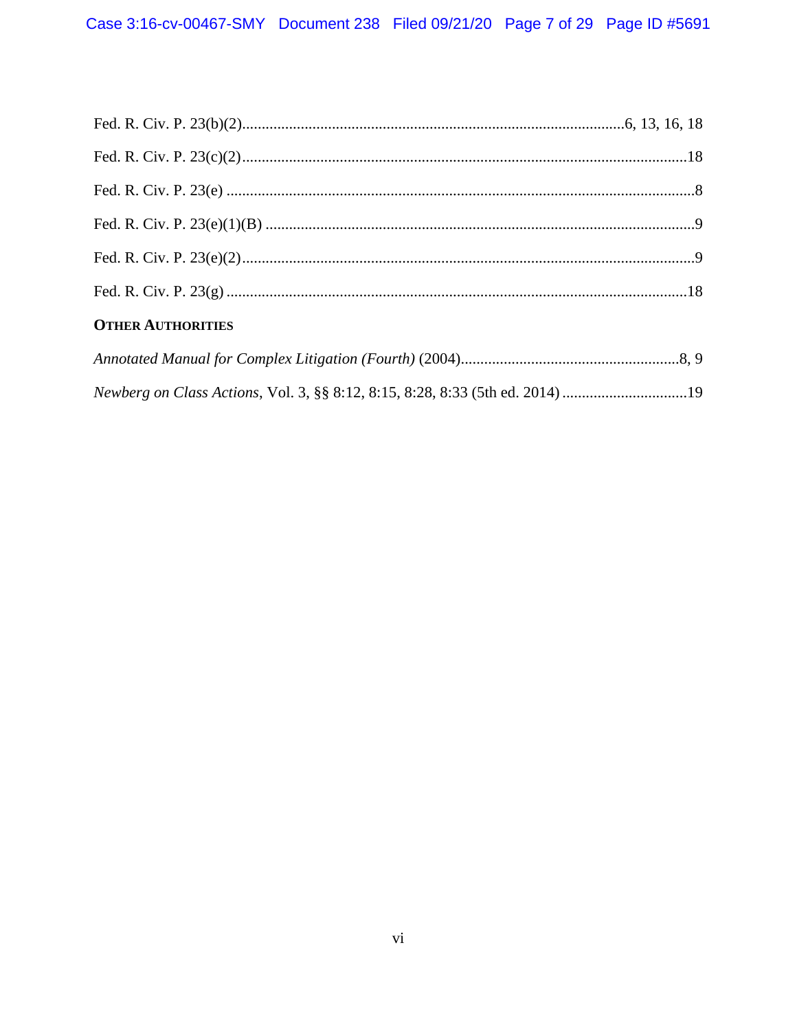Fed. R. Civ. P. 23(b)(2)....................................................................................................6, 13, 16, 18

Fed. R. Civ. P. 23(c)(2).................................................................................................................18

Fed. R. Civ. P. 23(e) ........................................................................................................................8

Fed. R. Civ. P. 23(e)(1)(B) ..............................................................................................................9

Fed. R. Civ. P. 23(e)(2)....................................................................................................................9

Fed. R. Civ. P. 23(g) ......................................................................................................................18

**OTHER AUTHORITIES**

*Annotated Manual for Complex Litigation (Fourth)* (2004)........................................................8, 9

*Newberg on Class Actions*, Vol. 3, §§ 8:12, 8:15, 8:28, 8:33 (5th ed. 2014) ................................19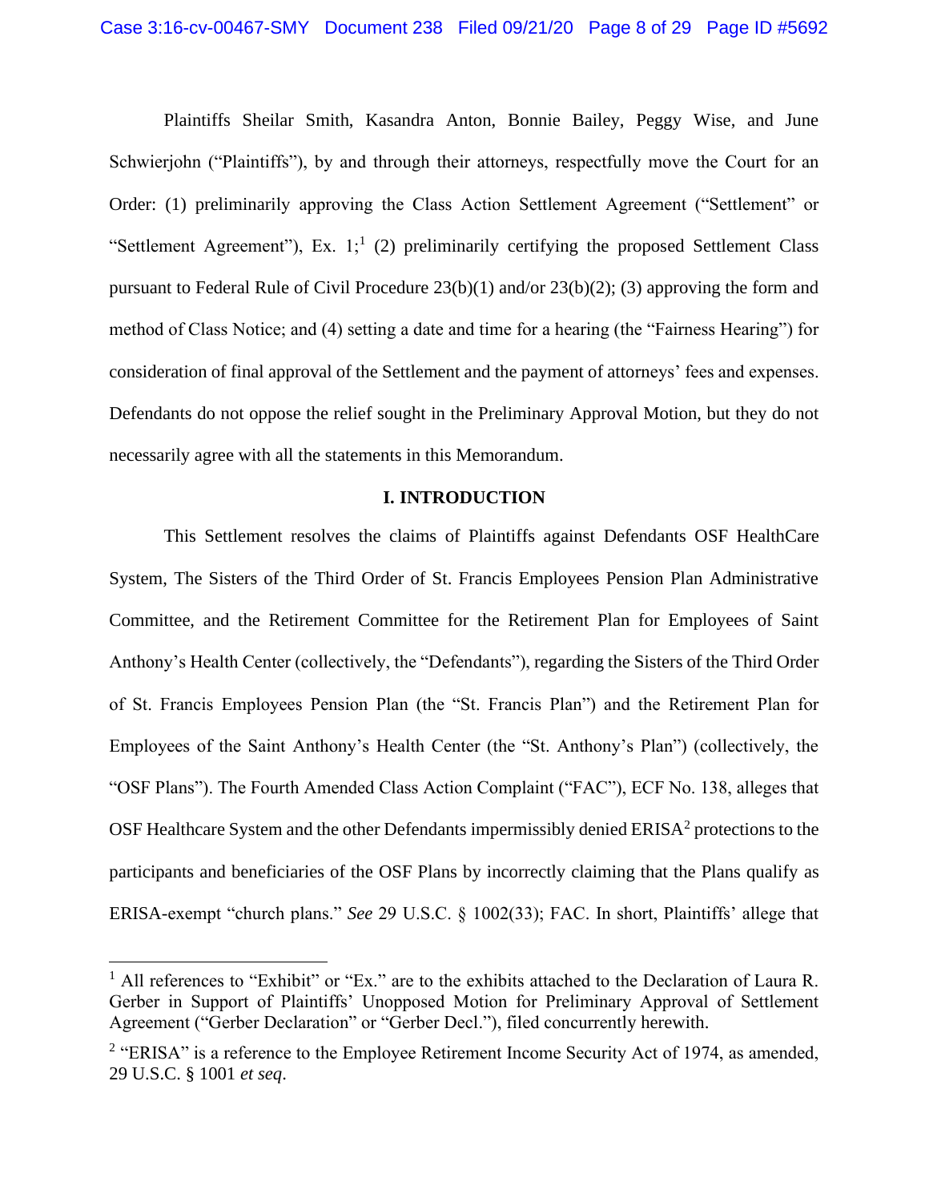Plaintiffs Sheilar Smith, Kasandra Anton, Bonnie Bailey, Peggy Wise, and June Schwierjohn ("Plaintiffs"), by and through their attorneys, respectfully move the Court for an Order: (1) preliminarily approving the Class Action Settlement Agreement ("Settlement" or "Settlement Agreement"), Ex. 1;[1] (2) preliminarily certifying the proposed Settlement Class pursuant to Federal Rule of Civil Procedure 23(b)(1) and/or 23(b)(2); (3) approving the form and method of Class Notice; and (4) setting a date and time for a hearing (the "Fairness Hearing") for consideration of final approval of the Settlement and the payment of attorneys' fees and expenses. Defendants do not oppose the relief sought in the Preliminary Approval Motion, but they do not necessarily agree with all the statements in this Memorandum.

## I. INTRODUCTION

This Settlement resolves the claims of Plaintiffs against Defendants OSF HealthCare System, The Sisters of the Third Order of St. Francis Employees Pension Plan Administrative Committee, and the Retirement Committee for the Retirement Plan for Employees of Saint Anthony's Health Center (collectively, the "Defendants"), regarding the Sisters of the Third Order of St. Francis Employees Pension Plan (the "St. Francis Plan") and the Retirement Plan for Employees of the Saint Anthony's Health Center (the "St. Anthony's Plan") (collectively, the "OSF Plans"). The Fourth Amended Class Action Complaint ("FAC"), ECF No. 138, alleges that OSF Healthcare System and the other Defendants impermissibly denied ERISA[2] protections to the participants and beneficiaries of the OSF Plans by incorrectly claiming that the Plans qualify as ERISA-exempt "church plans." *See* 29 U.S.C. § 1002(33); FAC. In short, Plaintiffs' allege that

---

[1] All references to "Exhibit" or "Ex." are to the exhibits attached to the Declaration of Laura R. Gerber in Support of Plaintiffs' Unopposed Motion for Preliminary Approval of Settlement Agreement ("Gerber Declaration" or "Gerber Decl."), filed concurrently herewith.

[2] "ERISA" is a reference to the Employee Retirement Income Security Act of 1974, as amended, 29 U.S.C. § 1001 *et seq*.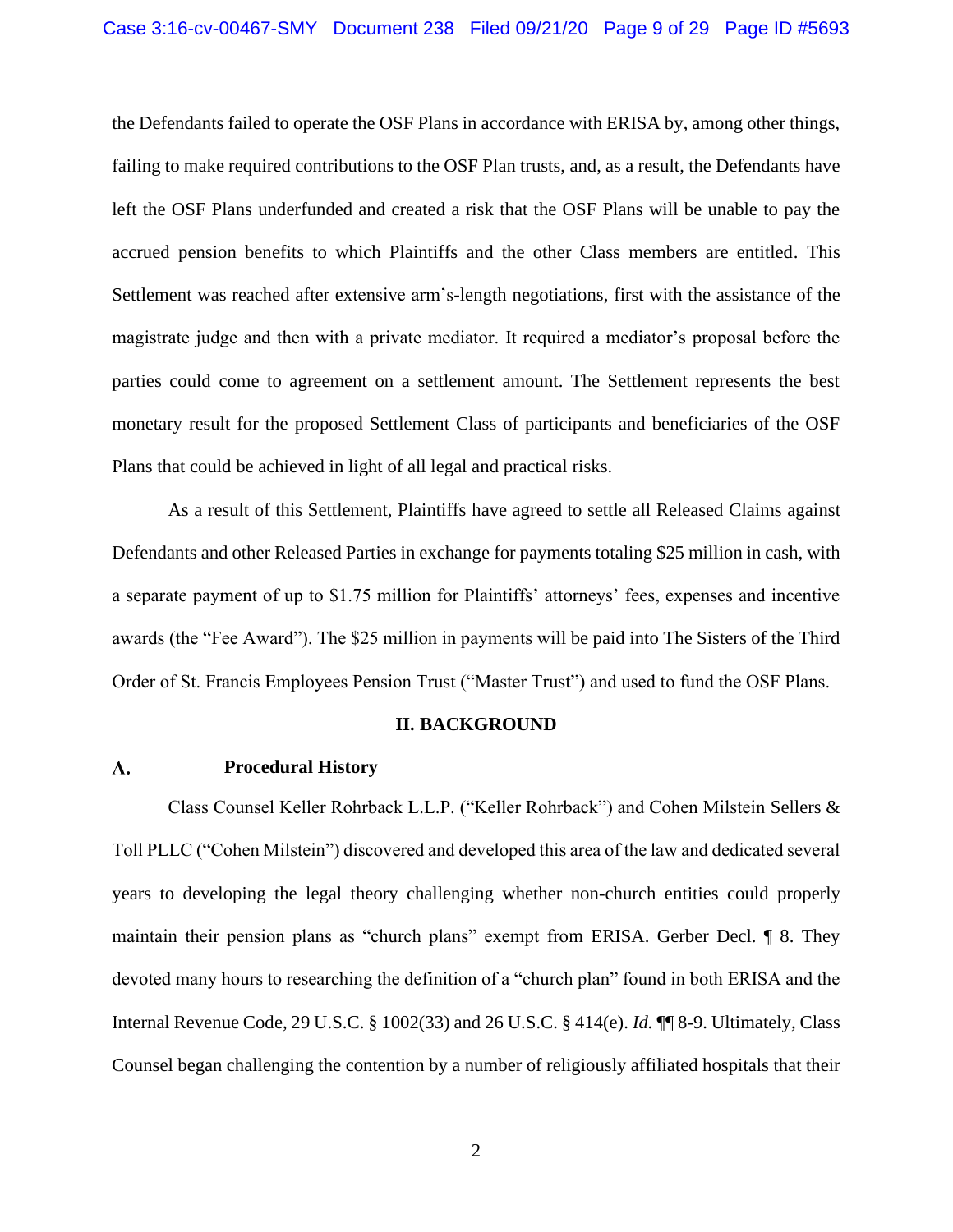the Defendants failed to operate the OSF Plans in accordance with ERISA by, among other things, failing to make required contributions to the OSF Plan trusts, and, as a result, the Defendants have left the OSF Plans underfunded and created a risk that the OSF Plans will be unable to pay the accrued pension benefits to which Plaintiffs and the other Class members are entitled. This Settlement was reached after extensive arm's-length negotiations, first with the assistance of the magistrate judge and then with a private mediator. It required a mediator's proposal before the parties could come to agreement on a settlement amount. The Settlement represents the best monetary result for the proposed Settlement Class of participants and beneficiaries of the OSF Plans that could be achieved in light of all legal and practical risks.

As a result of this Settlement, Plaintiffs have agreed to settle all Released Claims against Defendants and other Released Parties in exchange for payments totaling $25 million in cash, with a separate payment of up to $1.75 million for Plaintiffs' attorneys' fees, expenses and incentive awards (the "Fee Award"). The $25 million in payments will be paid into The Sisters of the Third Order of St. Francis Employees Pension Trust ("Master Trust") and used to fund the OSF Plans.

## II. BACKGROUND

### A. Procedural History

Class Counsel Keller Rohrback L.L.P. ("Keller Rohrback") and Cohen Milstein Sellers & Toll PLLC ("Cohen Milstein") discovered and developed this area of the law and dedicated several years to developing the legal theory challenging whether non-church entities could properly maintain their pension plans as "church plans" exempt from ERISA. Gerber Decl. ¶ 8. They devoted many hours to researching the definition of a "church plan" found in both ERISA and the Internal Revenue Code, 29 U.S.C. § 1002(33) and 26 U.S.C. § 414(e). *Id.* ¶¶ 8-9. Ultimately, Class Counsel began challenging the contention by a number of religiously affiliated hospitals that their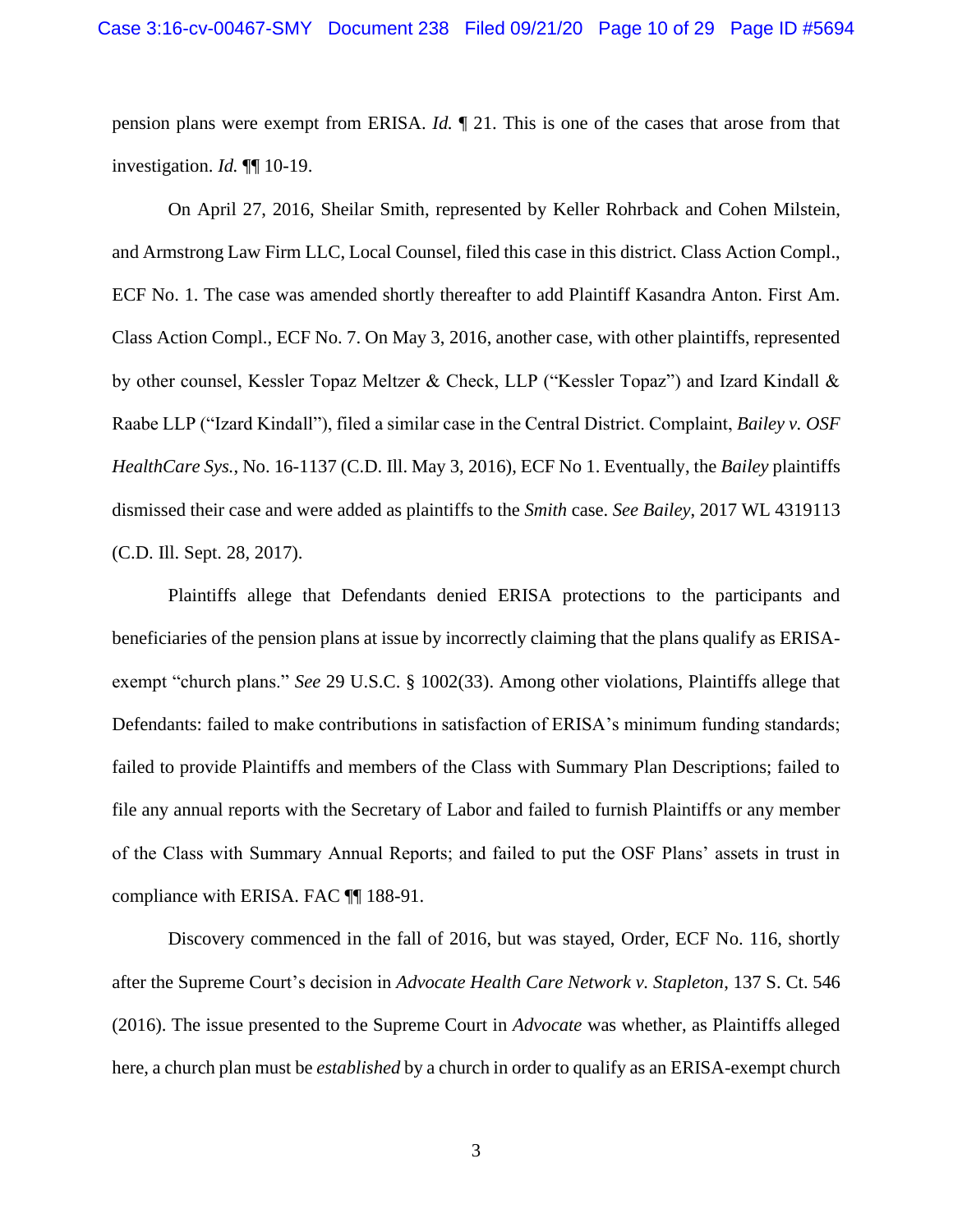pension plans were exempt from ERISA. *Id.* ¶ 21. This is one of the cases that arose from that investigation. *Id.* ¶¶ 10-19.

On April 27, 2016, Sheilar Smith, represented by Keller Rohrback and Cohen Milstein, and Armstrong Law Firm LLC, Local Counsel, filed this case in this district. Class Action Compl., ECF No. 1. The case was amended shortly thereafter to add Plaintiff Kasandra Anton. First Am. Class Action Compl., ECF No. 7. On May 3, 2016, another case, with other plaintiffs, represented by other counsel, Kessler Topaz Meltzer & Check, LLP ("Kessler Topaz") and Izard Kindall & Raabe LLP ("Izard Kindall"), filed a similar case in the Central District. Complaint, *Bailey v. OSF HealthCare Sys.*, No. 16-1137 (C.D. Ill. May 3, 2016), ECF No 1. Eventually, the *Bailey* plaintiffs dismissed their case and were added as plaintiffs to the *Smith* case. *See Bailey*, 2017 WL 4319113 (C.D. Ill. Sept. 28, 2017).

Plaintiffs allege that Defendants denied ERISA protections to the participants and beneficiaries of the pension plans at issue by incorrectly claiming that the plans qualify as ERISA-exempt "church plans." *See* 29 U.S.C. § 1002(33). Among other violations, Plaintiffs allege that Defendants: failed to make contributions in satisfaction of ERISA's minimum funding standards; failed to provide Plaintiffs and members of the Class with Summary Plan Descriptions; failed to file any annual reports with the Secretary of Labor and failed to furnish Plaintiffs or any member of the Class with Summary Annual Reports; and failed to put the OSF Plans' assets in trust in compliance with ERISA. FAC ¶¶ 188-91.

Discovery commenced in the fall of 2016, but was stayed, Order, ECF No. 116, shortly after the Supreme Court's decision in *Advocate Health Care Network v. Stapleton*, 137 S. Ct. 546 (2016). The issue presented to the Supreme Court in *Advocate* was whether, as Plaintiffs alleged here, a church plan must be *established* by a church in order to qualify as an ERISA-exempt church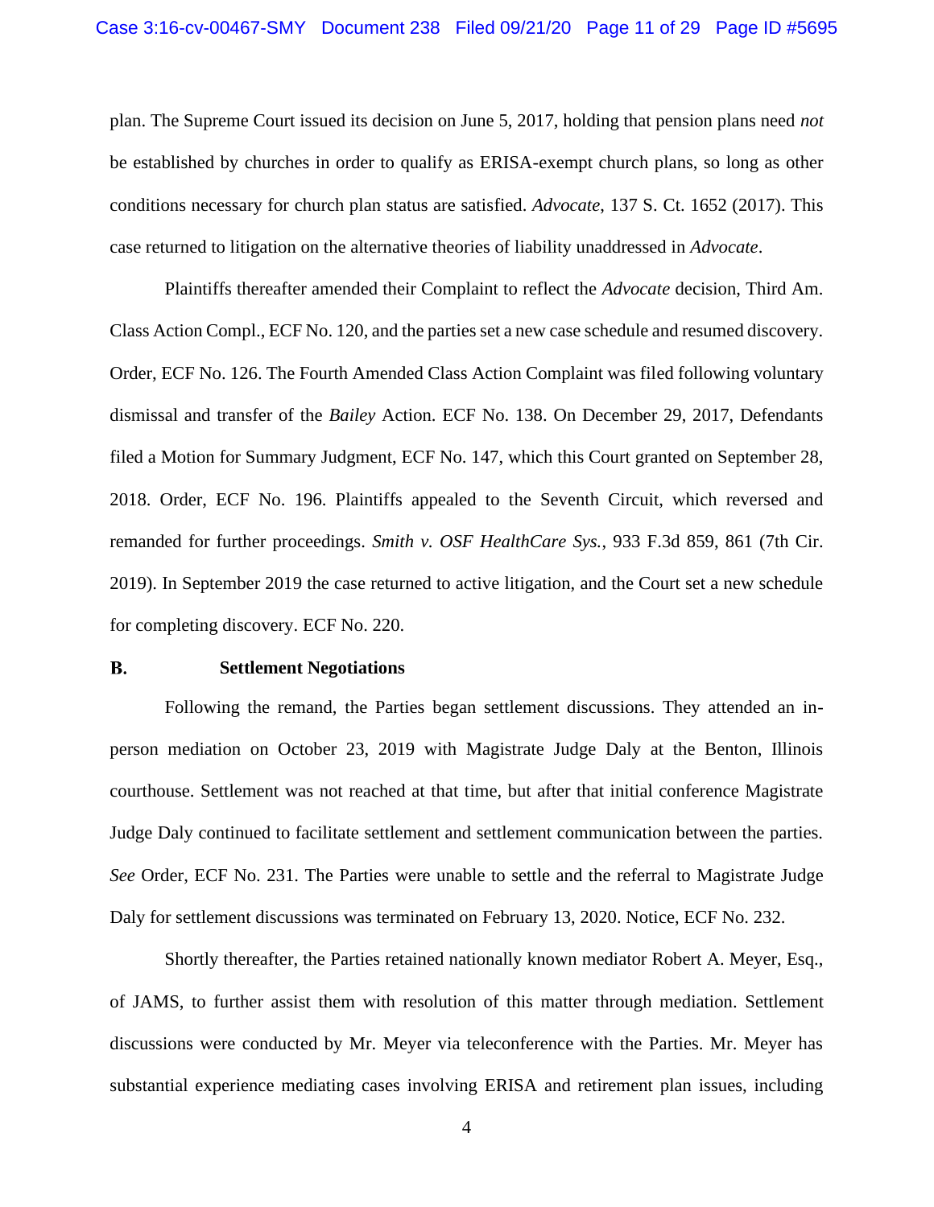plan. The Supreme Court issued its decision on June 5, 2017, holding that pension plans need *not* be established by churches in order to qualify as ERISA-exempt church plans, so long as other conditions necessary for church plan status are satisfied. *Advocate*, 137 S. Ct. 1652 (2017). This case returned to litigation on the alternative theories of liability unaddressed in *Advocate*.

Plaintiffs thereafter amended their Complaint to reflect the *Advocate* decision, Third Am. Class Action Compl., ECF No. 120, and the parties set a new case schedule and resumed discovery. Order, ECF No. 126. The Fourth Amended Class Action Complaint was filed following voluntary dismissal and transfer of the *Bailey* Action. ECF No. 138. On December 29, 2017, Defendants filed a Motion for Summary Judgment, ECF No. 147, which this Court granted on September 28, 2018. Order, ECF No. 196. Plaintiffs appealed to the Seventh Circuit, which reversed and remanded for further proceedings. *Smith v. OSF HealthCare Sys.*, 933 F.3d 859, 861 (7th Cir. 2019). In September 2019 the case returned to active litigation, and the Court set a new schedule for completing discovery. ECF No. 220.

### B. Settlement Negotiations

Following the remand, the Parties began settlement discussions. They attended an in-person mediation on October 23, 2019 with Magistrate Judge Daly at the Benton, Illinois courthouse. Settlement was not reached at that time, but after that initial conference Magistrate Judge Daly continued to facilitate settlement and settlement communication between the parties. *See* Order, ECF No. 231. The Parties were unable to settle and the referral to Magistrate Judge Daly for settlement discussions was terminated on February 13, 2020. Notice, ECF No. 232.

Shortly thereafter, the Parties retained nationally known mediator Robert A. Meyer, Esq., of JAMS, to further assist them with resolution of this matter through mediation. Settlement discussions were conducted by Mr. Meyer via teleconference with the Parties. Mr. Meyer has substantial experience mediating cases involving ERISA and retirement plan issues, including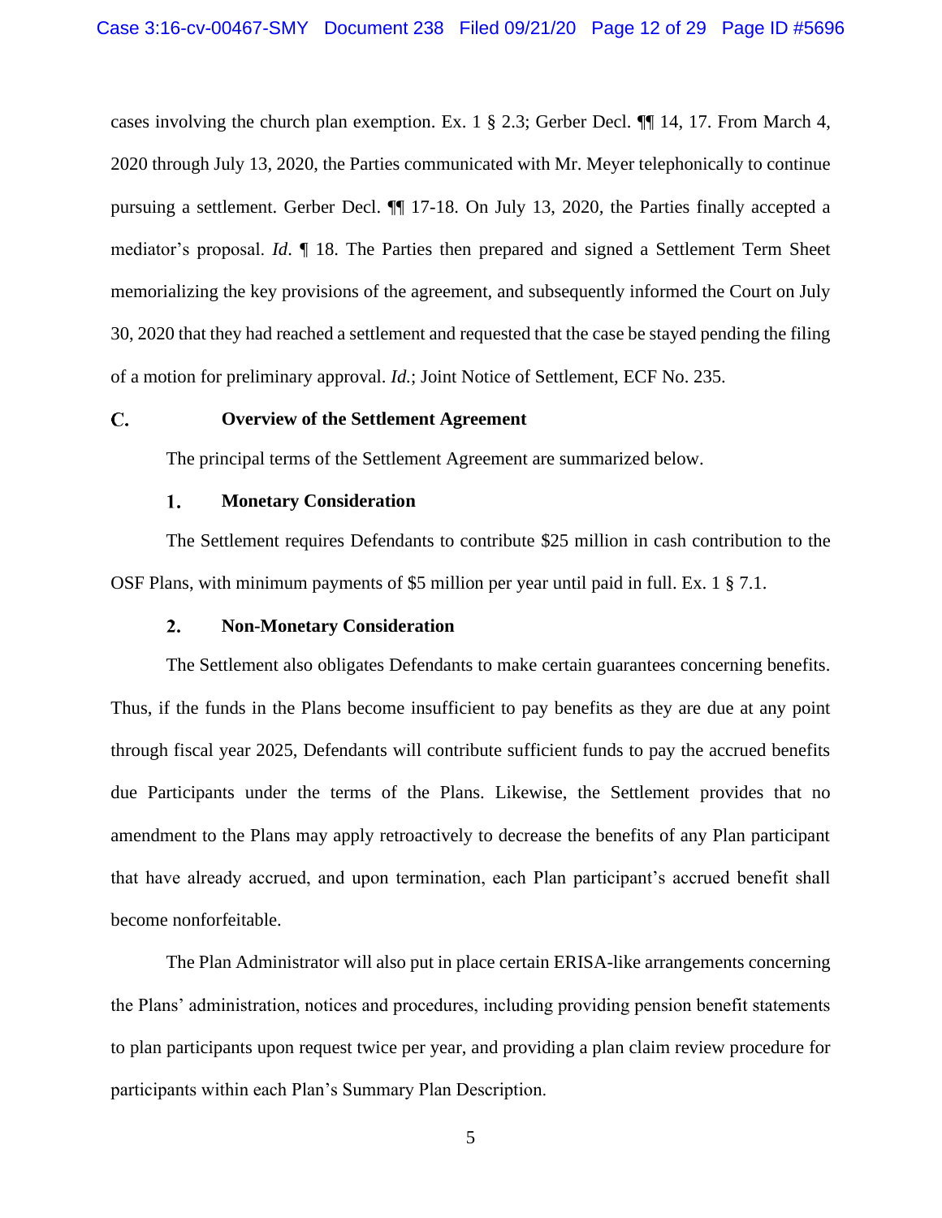cases involving the church plan exemption. Ex. 1 § 2.3; Gerber Decl. ¶¶ 14, 17. From March 4, 2020 through July 13, 2020, the Parties communicated with Mr. Meyer telephonically to continue pursuing a settlement. Gerber Decl. ¶¶ 17-18. On July 13, 2020, the Parties finally accepted a mediator's proposal. *Id*. ¶ 18. The Parties then prepared and signed a Settlement Term Sheet memorializing the key provisions of the agreement, and subsequently informed the Court on July 30, 2020 that they had reached a settlement and requested that the case be stayed pending the filing of a motion for preliminary approval. *Id.*; Joint Notice of Settlement, ECF No. 235.

### C. Overview of the Settlement Agreement

The principal terms of the Settlement Agreement are summarized below.

#### 1. Monetary Consideration

The Settlement requires Defendants to contribute $25 million in cash contribution to the OSF Plans, with minimum payments of $5 million per year until paid in full. Ex. 1 § 7.1.

#### 2. Non-Monetary Consideration

The Settlement also obligates Defendants to make certain guarantees concerning benefits. Thus, if the funds in the Plans become insufficient to pay benefits as they are due at any point through fiscal year 2025, Defendants will contribute sufficient funds to pay the accrued benefits due Participants under the terms of the Plans. Likewise, the Settlement provides that no amendment to the Plans may apply retroactively to decrease the benefits of any Plan participant that have already accrued, and upon termination, each Plan participant's accrued benefit shall become nonforfeitable.

The Plan Administrator will also put in place certain ERISA-like arrangements concerning the Plans' administration, notices and procedures, including providing pension benefit statements to plan participants upon request twice per year, and providing a plan claim review procedure for participants within each Plan's Summary Plan Description.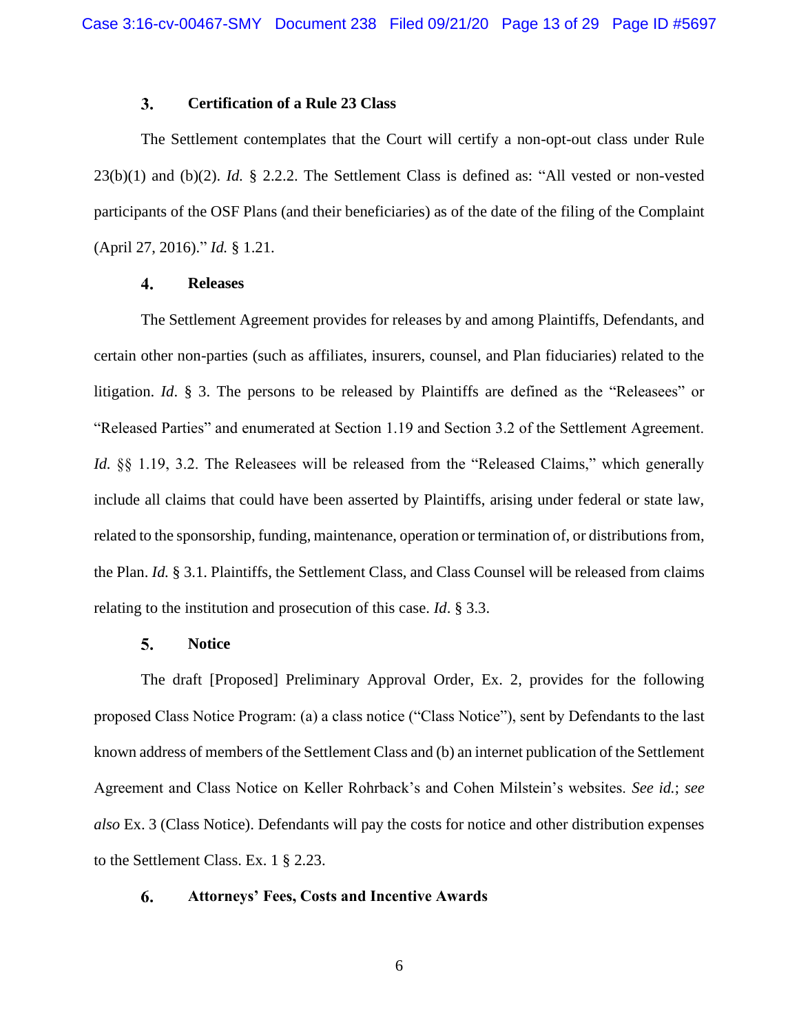### 3. Certification of a Rule 23 Class

The Settlement contemplates that the Court will certify a non-opt-out class under Rule 23(b)(1) and (b)(2). *Id.* § 2.2.2. The Settlement Class is defined as: "All vested or non-vested participants of the OSF Plans (and their beneficiaries) as of the date of the filing of the Complaint (April 27, 2016)." *Id.* § 1.21.

### 4. Releases

The Settlement Agreement provides for releases by and among Plaintiffs, Defendants, and certain other non-parties (such as affiliates, insurers, counsel, and Plan fiduciaries) related to the litigation. *Id*. § 3. The persons to be released by Plaintiffs are defined as the "Releasees" or "Released Parties" and enumerated at Section 1.19 and Section 3.2 of the Settlement Agreement. *Id.* §§ 1.19, 3.2. The Releasees will be released from the "Released Claims," which generally include all claims that could have been asserted by Plaintiffs, arising under federal or state law, related to the sponsorship, funding, maintenance, operation or termination of, or distributions from, the Plan. *Id.* § 3.1. Plaintiffs, the Settlement Class, and Class Counsel will be released from claims relating to the institution and prosecution of this case. *Id*. § 3.3.

### 5. Notice

The draft [Proposed] Preliminary Approval Order, Ex. 2, provides for the following proposed Class Notice Program: (a) a class notice ("Class Notice"), sent by Defendants to the last known address of members of the Settlement Class and (b) an internet publication of the Settlement Agreement and Class Notice on Keller Rohrback's and Cohen Milstein's websites. *See id.*; *see also* Ex. 3 (Class Notice). Defendants will pay the costs for notice and other distribution expenses to the Settlement Class. Ex. 1 § 2.23.

### 6. Attorneys' Fees, Costs and Incentive Awards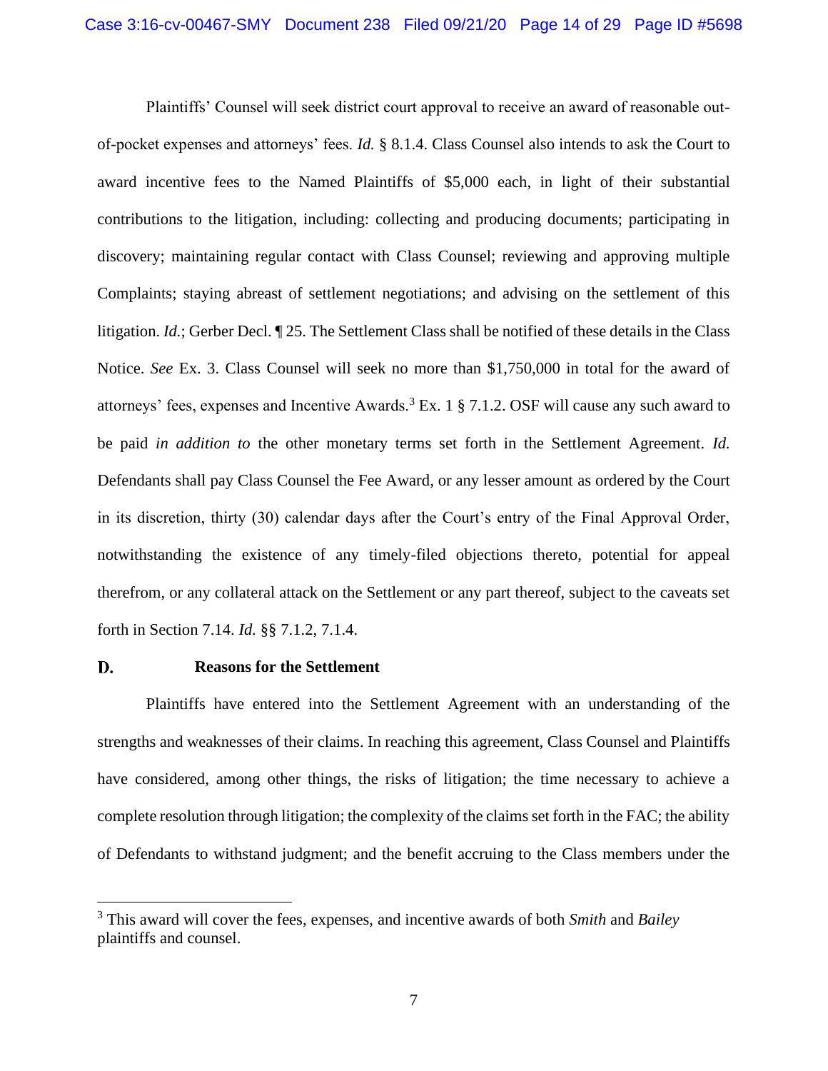Plaintiffs' Counsel will seek district court approval to receive an award of reasonable out-of-pocket expenses and attorneys' fees. *Id.* § 8.1.4. Class Counsel also intends to ask the Court to award incentive fees to the Named Plaintiffs of $5,000 each, in light of their substantial contributions to the litigation, including: collecting and producing documents; participating in discovery; maintaining regular contact with Class Counsel; reviewing and approving multiple Complaints; staying abreast of settlement negotiations; and advising on the settlement of this litigation. *Id.*; Gerber Decl. ¶ 25. The Settlement Class shall be notified of these details in the Class Notice. *See* Ex. 3. Class Counsel will seek no more than $1,750,000 in total for the award of attorneys' fees, expenses and Incentive Awards.[3] Ex. 1 § 7.1.2. OSF will cause any such award to be paid *in addition to* the other monetary terms set forth in the Settlement Agreement. *Id.* Defendants shall pay Class Counsel the Fee Award, or any lesser amount as ordered by the Court in its discretion, thirty (30) calendar days after the Court's entry of the Final Approval Order, notwithstanding the existence of any timely-filed objections thereto, potential for appeal therefrom, or any collateral attack on the Settlement or any part thereof, subject to the caveats set forth in Section 7.14. *Id.* §§ 7.1.2, 7.1.4.

### D. Reasons for the Settlement

Plaintiffs have entered into the Settlement Agreement with an understanding of the strengths and weaknesses of their claims. In reaching this agreement, Class Counsel and Plaintiffs have considered, among other things, the risks of litigation; the time necessary to achieve a complete resolution through litigation; the complexity of the claims set forth in the FAC; the ability of Defendants to withstand judgment; and the benefit accruing to the Class members under the

---

[3] This award will cover the fees, expenses, and incentive awards of both *Smith* and *Bailey* plaintiffs and counsel.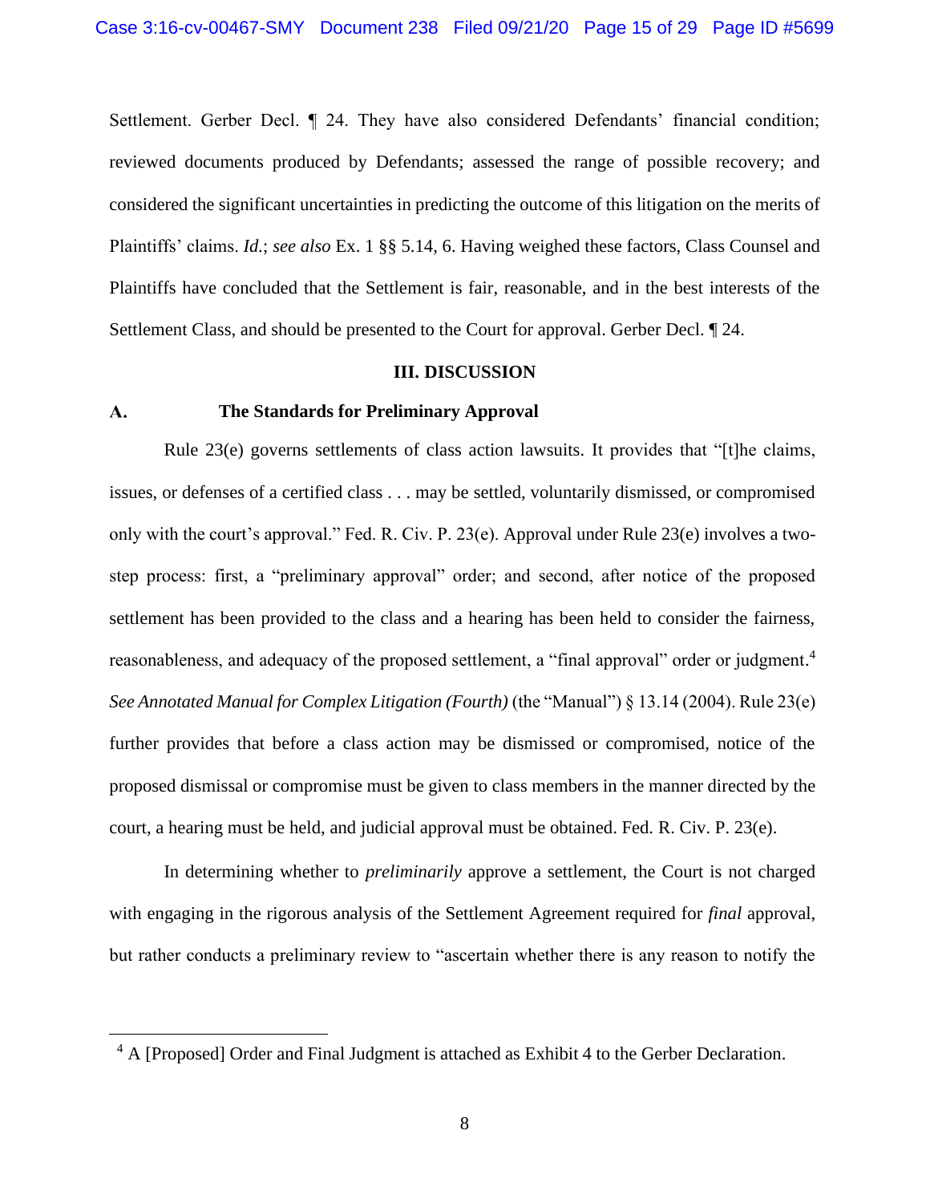Settlement. Gerber Decl. ¶ 24. They have also considered Defendants' financial condition; reviewed documents produced by Defendants; assessed the range of possible recovery; and considered the significant uncertainties in predicting the outcome of this litigation on the merits of Plaintiffs' claims. *Id.*; *see also* Ex. 1 §§ 5.14, 6. Having weighed these factors, Class Counsel and Plaintiffs have concluded that the Settlement is fair, reasonable, and in the best interests of the Settlement Class, and should be presented to the Court for approval. Gerber Decl. ¶ 24.

## III. DISCUSSION

### A. The Standards for Preliminary Approval

Rule 23(e) governs settlements of class action lawsuits. It provides that "[t]he claims, issues, or defenses of a certified class . . . may be settled, voluntarily dismissed, or compromised only with the court's approval." Fed. R. Civ. P. 23(e). Approval under Rule 23(e) involves a two-step process: first, a "preliminary approval" order; and second, after notice of the proposed settlement has been provided to the class and a hearing has been held to consider the fairness, reasonableness, and adequacy of the proposed settlement, a "final approval" order or judgment.[4] *See Annotated Manual for Complex Litigation (Fourth)* (the "Manual") § 13.14 (2004). Rule 23(e) further provides that before a class action may be dismissed or compromised, notice of the proposed dismissal or compromise must be given to class members in the manner directed by the court, a hearing must be held, and judicial approval must be obtained. Fed. R. Civ. P. 23(e).

In determining whether to *preliminarily* approve a settlement, the Court is not charged with engaging in the rigorous analysis of the Settlement Agreement required for *final* approval, but rather conducts a preliminary review to "ascertain whether there is any reason to notify the

---

[4] A [Proposed] Order and Final Judgment is attached as Exhibit 4 to the Gerber Declaration.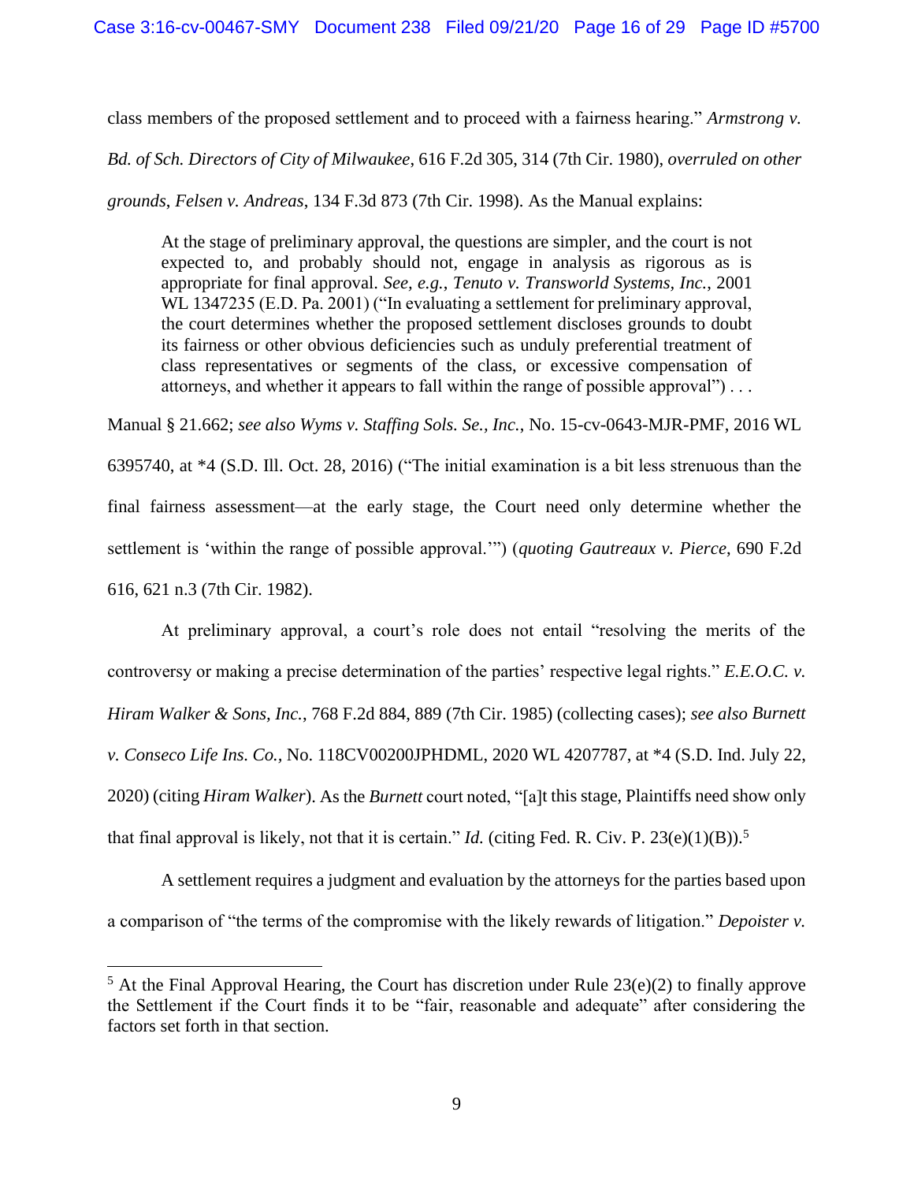class members of the proposed settlement and to proceed with a fairness hearing." *Armstrong v. Bd. of Sch. Directors of City of Milwaukee*, 616 F.2d 305, 314 (7th Cir. 1980), *overruled on other grounds*, *Felsen v. Andreas*, 134 F.3d 873 (7th Cir. 1998). As the Manual explains:

> At the stage of preliminary approval, the questions are simpler, and the court is not expected to, and probably should not, engage in analysis as rigorous as is appropriate for final approval. *See, e.g.*, *Tenuto v. Transworld Systems, Inc.*, 2001 WL 1347235 (E.D. Pa. 2001) ("In evaluating a settlement for preliminary approval, the court determines whether the proposed settlement discloses grounds to doubt its fairness or other obvious deficiencies such as unduly preferential treatment of class representatives or segments of the class, or excessive compensation of attorneys, and whether it appears to fall within the range of possible approval") . . .

Manual § 21.662; *see also Wyms v. Staffing Sols. Se., Inc.*, No. 15-cv-0643-MJR-PMF, 2016 WL 6395740, at *4 (S.D. Ill. Oct. 28, 2016) ("The initial examination is a bit less strenuous than the final fairness assessment—at the early stage, the Court need only determine whether the settlement is 'within the range of possible approval.'") (*quoting Gautreaux v. Pierce*, 690 F.2d 616, 621 n.3 (7th Cir. 1982).

At preliminary approval, a court's role does not entail "resolving the merits of the controversy or making a precise determination of the parties' respective legal rights." *E.E.O.C. v. Hiram Walker & Sons, Inc.*, 768 F.2d 884, 889 (7th Cir. 1985) (collecting cases); *see also Burnett v. Conseco Life Ins. Co.*, No. 118CV00200JPHDML, 2020 WL 4207787, at *4 (S.D. Ind. July 22, 2020) (citing *Hiram Walker*). As the *Burnett* court noted, "[a]t this stage, Plaintiffs need show only that final approval is likely, not that it is certain." *Id.* (citing Fed. R. Civ. P. 23(e)(1)(B)).[5]

A settlement requires a judgment and evaluation by the attorneys for the parties based upon a comparison of "the terms of the compromise with the likely rewards of litigation." *Depoister v.*

[5] At the Final Approval Hearing, the Court has discretion under Rule 23(e)(2) to finally approve the Settlement if the Court finds it to be "fair, reasonable and adequate" after considering the factors set forth in that section.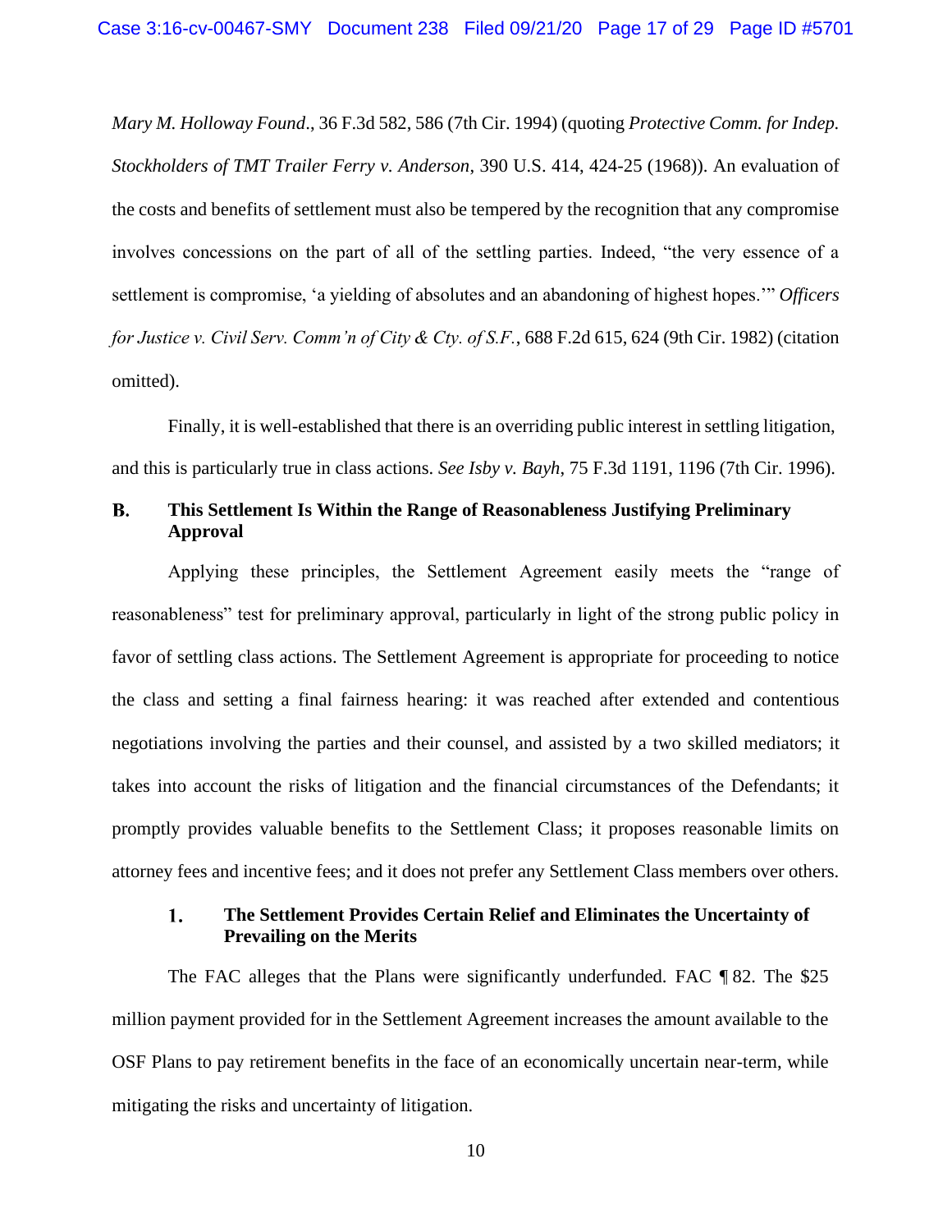*Mary M. Holloway Found*., 36 F.3d 582, 586 (7th Cir. 1994) (quoting *Protective Comm. for Indep. Stockholders of TMT Trailer Ferry v. Anderson*, 390 U.S. 414, 424-25 (1968)). An evaluation of the costs and benefits of settlement must also be tempered by the recognition that any compromise involves concessions on the part of all of the settling parties. Indeed, "the very essence of a settlement is compromise, 'a yielding of absolutes and an abandoning of highest hopes.'" *Officers for Justice v. Civil Serv. Comm'n of City & Cty. of S.F.*, 688 F.2d 615, 624 (9th Cir. 1982) (citation omitted).

Finally, it is well-established that there is an overriding public interest in settling litigation, and this is particularly true in class actions. *See Isby v. Bayh*, 75 F.3d 1191, 1196 (7th Cir. 1996).

## B. This Settlement Is Within the Range of Reasonableness Justifying Preliminary Approval

Applying these principles, the Settlement Agreement easily meets the "range of reasonableness" test for preliminary approval, particularly in light of the strong public policy in favor of settling class actions. The Settlement Agreement is appropriate for proceeding to notice the class and setting a final fairness hearing: it was reached after extended and contentious negotiations involving the parties and their counsel, and assisted by a two skilled mediators; it takes into account the risks of litigation and the financial circumstances of the Defendants; it promptly provides valuable benefits to the Settlement Class; it proposes reasonable limits on attorney fees and incentive fees; and it does not prefer any Settlement Class members over others.

### 1. The Settlement Provides Certain Relief and Eliminates the Uncertainty of Prevailing on the Merits

The FAC alleges that the Plans were significantly underfunded. FAC ¶ 82. The $25 million payment provided for in the Settlement Agreement increases the amount available to the OSF Plans to pay retirement benefits in the face of an economically uncertain near-term, while mitigating the risks and uncertainty of litigation.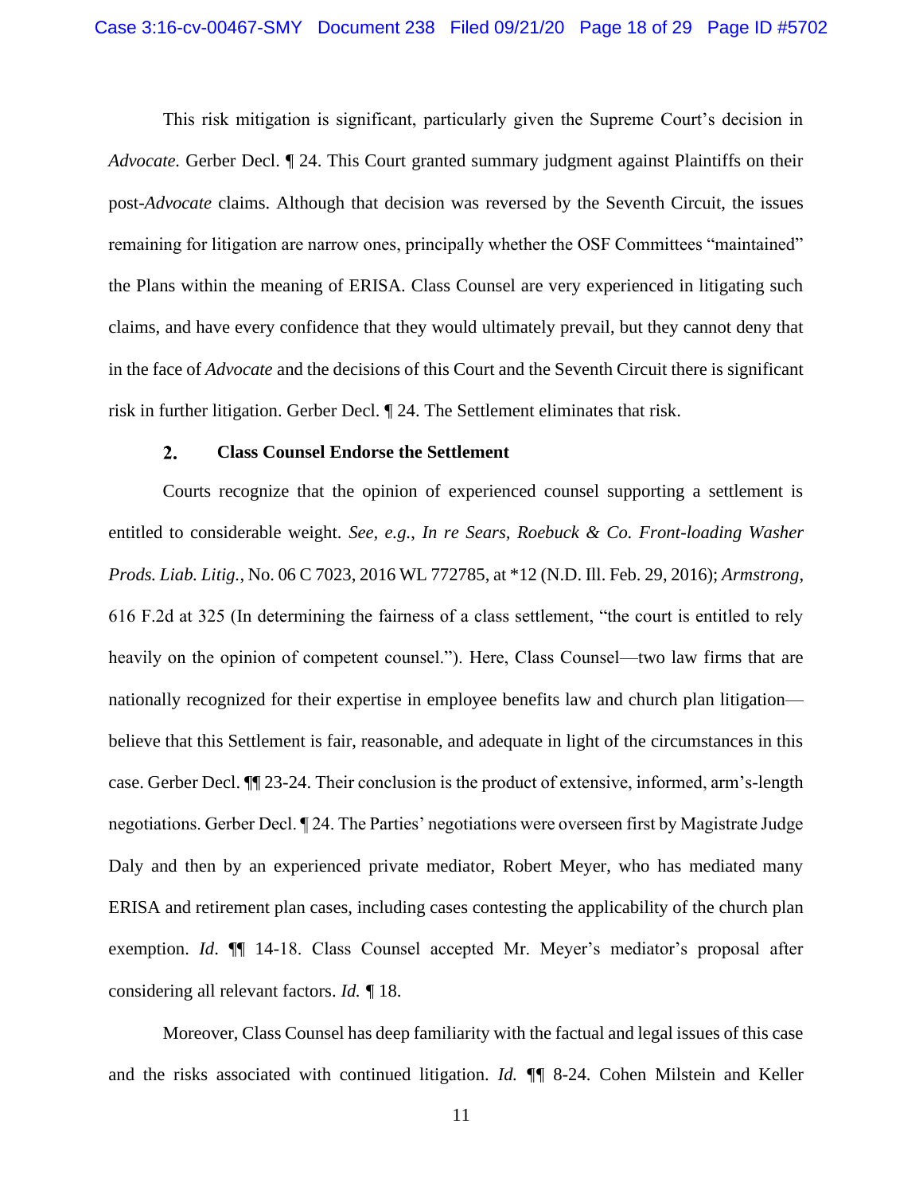This risk mitigation is significant, particularly given the Supreme Court's decision in *Advocate.* Gerber Decl. ¶ 24. This Court granted summary judgment against Plaintiffs on their post-*Advocate* claims. Although that decision was reversed by the Seventh Circuit, the issues remaining for litigation are narrow ones, principally whether the OSF Committees "maintained" the Plans within the meaning of ERISA. Class Counsel are very experienced in litigating such claims, and have every confidence that they would ultimately prevail, but they cannot deny that in the face of *Advocate* and the decisions of this Court and the Seventh Circuit there is significant risk in further litigation. Gerber Decl. ¶ 24. The Settlement eliminates that risk.

### 2. Class Counsel Endorse the Settlement

Courts recognize that the opinion of experienced counsel supporting a settlement is entitled to considerable weight. *See, e.g., In re Sears, Roebuck & Co. Front-loading Washer Prods. Liab. Litig.*, No. 06 C 7023, 2016 WL 772785, at *12 (N.D. Ill. Feb. 29, 2016); *Armstrong*, 616 F.2d at 325 (In determining the fairness of a class settlement, "the court is entitled to rely heavily on the opinion of competent counsel."). Here, Class Counsel—two law firms that are nationally recognized for their expertise in employee benefits law and church plan litigation—believe that this Settlement is fair, reasonable, and adequate in light of the circumstances in this case. Gerber Decl. ¶¶ 23-24. Their conclusion is the product of extensive, informed, arm's-length negotiations. Gerber Decl. ¶ 24. The Parties' negotiations were overseen first by Magistrate Judge Daly and then by an experienced private mediator, Robert Meyer, who has mediated many ERISA and retirement plan cases, including cases contesting the applicability of the church plan exemption. *Id*. ¶¶ 14-18. Class Counsel accepted Mr. Meyer's mediator's proposal after considering all relevant factors. *Id.* ¶ 18.

Moreover, Class Counsel has deep familiarity with the factual and legal issues of this case and the risks associated with continued litigation. *Id.* ¶¶ 8-24. Cohen Milstein and Keller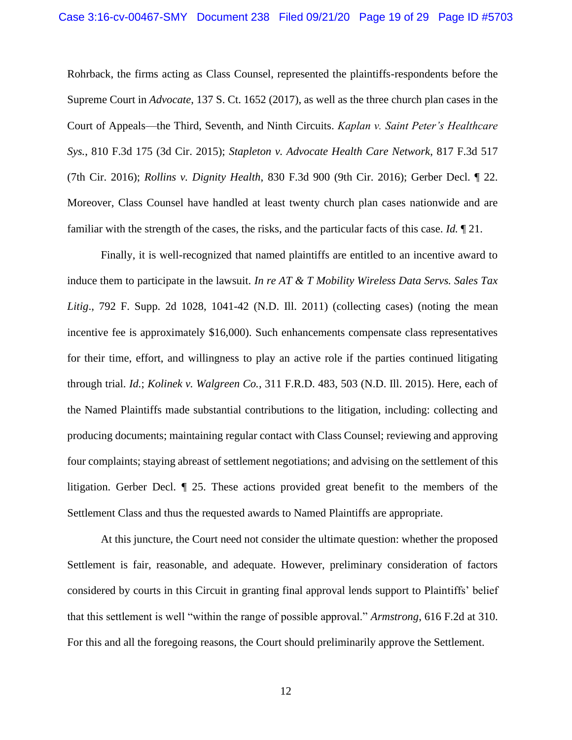Rohrback, the firms acting as Class Counsel, represented the plaintiffs-respondents before the Supreme Court in *Advocate*, 137 S. Ct. 1652 (2017), as well as the three church plan cases in the Court of Appeals—the Third, Seventh, and Ninth Circuits. *Kaplan v. Saint Peter's Healthcare Sys.*, 810 F.3d 175 (3d Cir. 2015); *Stapleton v. Advocate Health Care Network*, 817 F.3d 517 (7th Cir. 2016); *Rollins v. Dignity Health*, 830 F.3d 900 (9th Cir. 2016); Gerber Decl. ¶ 22. Moreover, Class Counsel have handled at least twenty church plan cases nationwide and are familiar with the strength of the cases, the risks, and the particular facts of this case. *Id.* ¶ 21.

Finally, it is well-recognized that named plaintiffs are entitled to an incentive award to induce them to participate in the lawsuit. *In re AT & T Mobility Wireless Data Servs. Sales Tax Litig.*, 792 F. Supp. 2d 1028, 1041-42 (N.D. Ill. 2011) (collecting cases) (noting the mean incentive fee is approximately $16,000). Such enhancements compensate class representatives for their time, effort, and willingness to play an active role if the parties continued litigating through trial. *Id.*; *Kolinek v. Walgreen Co.*, 311 F.R.D. 483, 503 (N.D. Ill. 2015). Here, each of the Named Plaintiffs made substantial contributions to the litigation, including: collecting and producing documents; maintaining regular contact with Class Counsel; reviewing and approving four complaints; staying abreast of settlement negotiations; and advising on the settlement of this litigation. Gerber Decl. ¶ 25. These actions provided great benefit to the members of the Settlement Class and thus the requested awards to Named Plaintiffs are appropriate.

At this juncture, the Court need not consider the ultimate question: whether the proposed Settlement is fair, reasonable, and adequate. However, preliminary consideration of factors considered by courts in this Circuit in granting final approval lends support to Plaintiffs' belief that this settlement is well "within the range of possible approval." *Armstrong*, 616 F.2d at 310. For this and all the foregoing reasons, the Court should preliminarily approve the Settlement.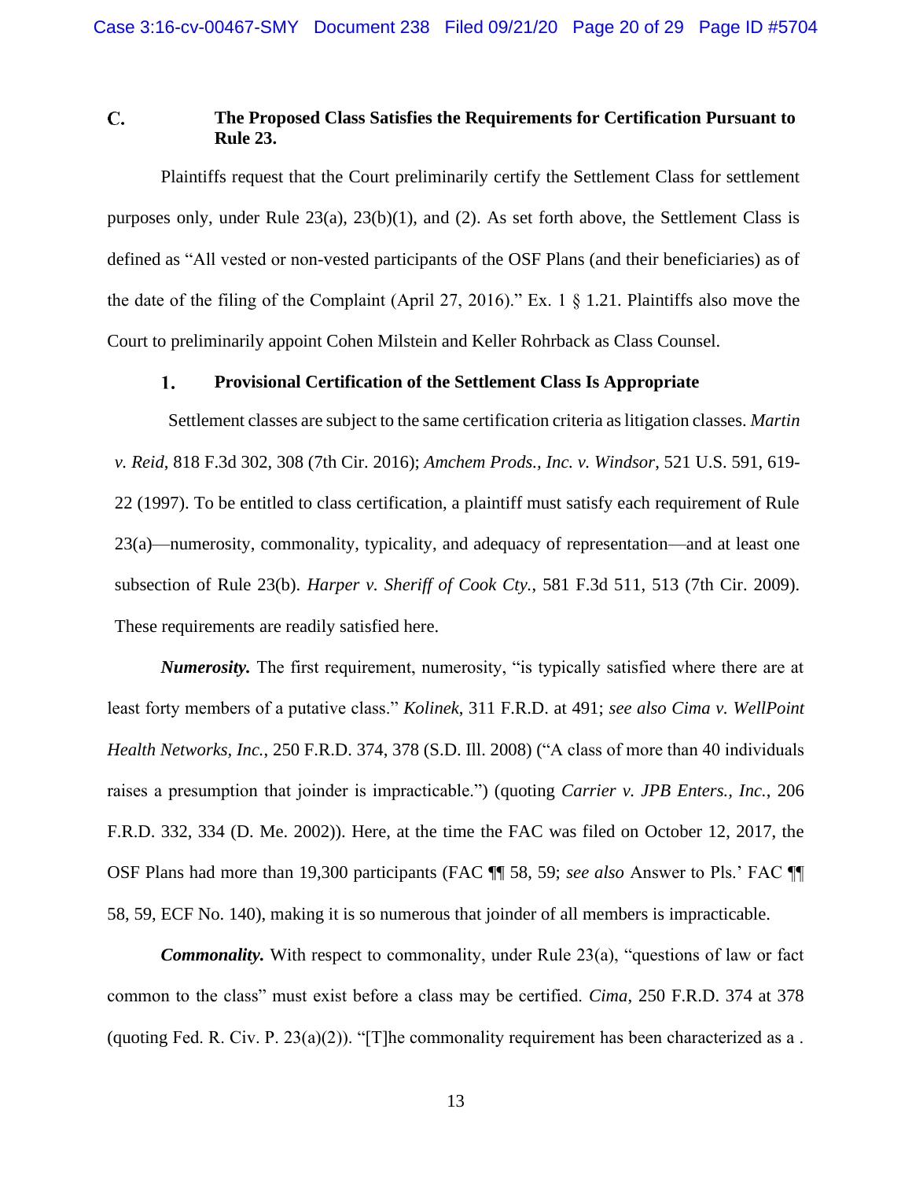### C. The Proposed Class Satisfies the Requirements for Certification Pursuant to Rule 23.

Plaintiffs request that the Court preliminarily certify the Settlement Class for settlement purposes only, under Rule 23(a), 23(b)(1), and (2). As set forth above, the Settlement Class is defined as "All vested or non-vested participants of the OSF Plans (and their beneficiaries) as of the date of the filing of the Complaint (April 27, 2016)." Ex. 1 § 1.21. Plaintiffs also move the Court to preliminarily appoint Cohen Milstein and Keller Rohrback as Class Counsel.

#### 1. Provisional Certification of the Settlement Class Is Appropriate

Settlement classes are subject to the same certification criteria as litigation classes. *Martin v. Reid*, 818 F.3d 302, 308 (7th Cir. 2016); *Amchem Prods., Inc. v. Windsor*, 521 U.S. 591, 619-22 (1997). To be entitled to class certification, a plaintiff must satisfy each requirement of Rule 23(a)—numerosity, commonality, typicality, and adequacy of representation—and at least one subsection of Rule 23(b). *Harper v. Sheriff of Cook Cty.*, 581 F.3d 511, 513 (7th Cir. 2009). These requirements are readily satisfied here.

***Numerosity.*** The first requirement, numerosity, "is typically satisfied where there are at least forty members of a putative class." *Kolinek*, 311 F.R.D. at 491; *see also Cima v. WellPoint Health Networks, Inc.*, 250 F.R.D. 374, 378 (S.D. Ill. 2008) ("A class of more than 40 individuals raises a presumption that joinder is impracticable.") (quoting *Carrier v. JPB Enters., Inc.*, 206 F.R.D. 332, 334 (D. Me. 2002)). Here, at the time the FAC was filed on October 12, 2017, the OSF Plans had more than 19,300 participants (FAC ¶¶ 58, 59; *see also* Answer to Pls.' FAC ¶¶ 58, 59, ECF No. 140), making it is so numerous that joinder of all members is impracticable.

***Commonality.*** With respect to commonality, under Rule 23(a), "questions of law or fact common to the class" must exist before a class may be certified. *Cima*, 250 F.R.D. 374 at 378 (quoting Fed. R. Civ. P. 23(a)(2)). "[T]he commonality requirement has been characterized as a .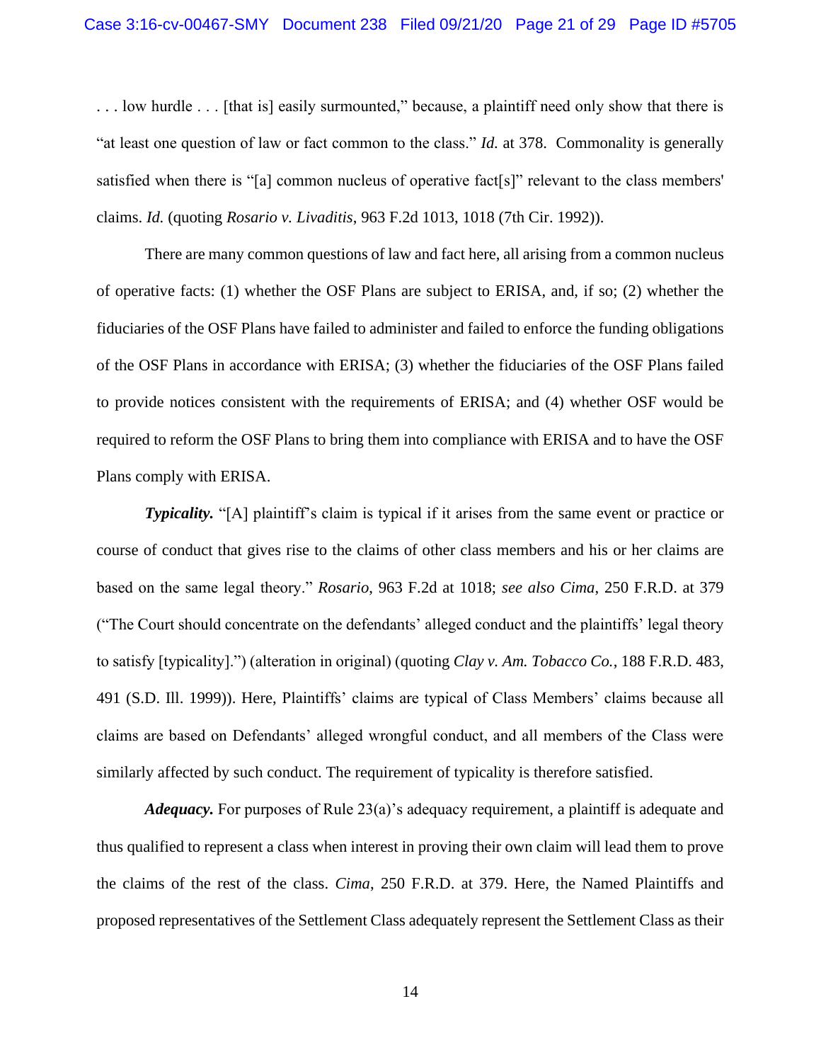. . . low hurdle . . . [that is] easily surmounted," because, a plaintiff need only show that there is "at least one question of law or fact common to the class." *Id.* at 378. Commonality is generally satisfied when there is "[a] common nucleus of operative fact[s]" relevant to the class members' claims. *Id.* (quoting *Rosario v. Livaditis*, 963 F.2d 1013, 1018 (7th Cir. 1992)).

There are many common questions of law and fact here, all arising from a common nucleus of operative facts: (1) whether the OSF Plans are subject to ERISA, and, if so; (2) whether the fiduciaries of the OSF Plans have failed to administer and failed to enforce the funding obligations of the OSF Plans in accordance with ERISA; (3) whether the fiduciaries of the OSF Plans failed to provide notices consistent with the requirements of ERISA; and (4) whether OSF would be required to reform the OSF Plans to bring them into compliance with ERISA and to have the OSF Plans comply with ERISA.

***Typicality.*** "[A] plaintiff's claim is typical if it arises from the same event or practice or course of conduct that gives rise to the claims of other class members and his or her claims are based on the same legal theory." *Rosario*, 963 F.2d at 1018; *see also Cima*, 250 F.R.D. at 379 ("The Court should concentrate on the defendants' alleged conduct and the plaintiffs' legal theory to satisfy [typicality].") (alteration in original) (quoting *Clay v. Am. Tobacco Co.*, 188 F.R.D. 483, 491 (S.D. Ill. 1999)). Here, Plaintiffs' claims are typical of Class Members' claims because all claims are based on Defendants' alleged wrongful conduct, and all members of the Class were similarly affected by such conduct. The requirement of typicality is therefore satisfied.

***Adequacy.*** For purposes of Rule 23(a)'s adequacy requirement, a plaintiff is adequate and thus qualified to represent a class when interest in proving their own claim will lead them to prove the claims of the rest of the class. *Cima*, 250 F.R.D. at 379. Here, the Named Plaintiffs and proposed representatives of the Settlement Class adequately represent the Settlement Class as their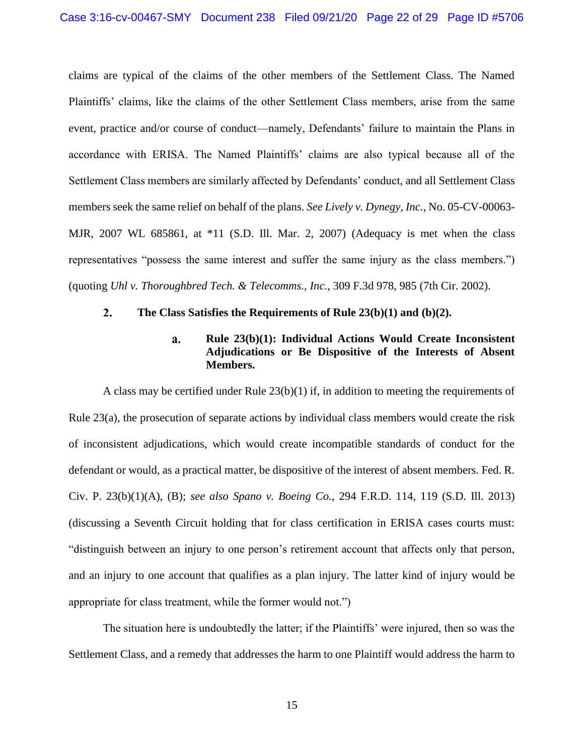claims are typical of the claims of the other members of the Settlement Class. The Named Plaintiffs' claims, like the claims of the other Settlement Class members, arise from the same event, practice and/or course of conduct—namely, Defendants' failure to maintain the Plans in accordance with ERISA. The Named Plaintiffs' claims are also typical because all of the Settlement Class members are similarly affected by Defendants' conduct, and all Settlement Class members seek the same relief on behalf of the plans. *See Lively v. Dynegy, Inc.*, No. 05-CV-00063-MJR, 2007 WL 685861, at *11 (S.D. Ill. Mar. 2, 2007) (Adequacy is met when the class representatives "possess the same interest and suffer the same injury as the class members.") (quoting *Uhl v. Thoroughbred Tech. & Telecomms., Inc*., 309 F.3d 978, 985 (7th Cir. 2002).

### 2. The Class Satisfies the Requirements of Rule 23(b)(1) and (b)(2).

#### a. Rule 23(b)(1): Individual Actions Would Create Inconsistent Adjudications or Be Dispositive of the Interests of Absent Members.

A class may be certified under Rule 23(b)(1) if, in addition to meeting the requirements of Rule 23(a), the prosecution of separate actions by individual class members would create the risk of inconsistent adjudications, which would create incompatible standards of conduct for the defendant or would, as a practical matter, be dispositive of the interest of absent members. Fed. R. Civ. P. 23(b)(1)(A), (B); *see also Spano v. Boeing Co.*, 294 F.R.D. 114, 119 (S.D. Ill. 2013) (discussing a Seventh Circuit holding that for class certification in ERISA cases courts must: "distinguish between an injury to one person's retirement account that affects only that person, and an injury to one account that qualifies as a plan injury. The latter kind of injury would be appropriate for class treatment, while the former would not.")

The situation here is undoubtedly the latter; if the Plaintiffs' were injured, then so was the Settlement Class, and a remedy that addresses the harm to one Plaintiff would address the harm to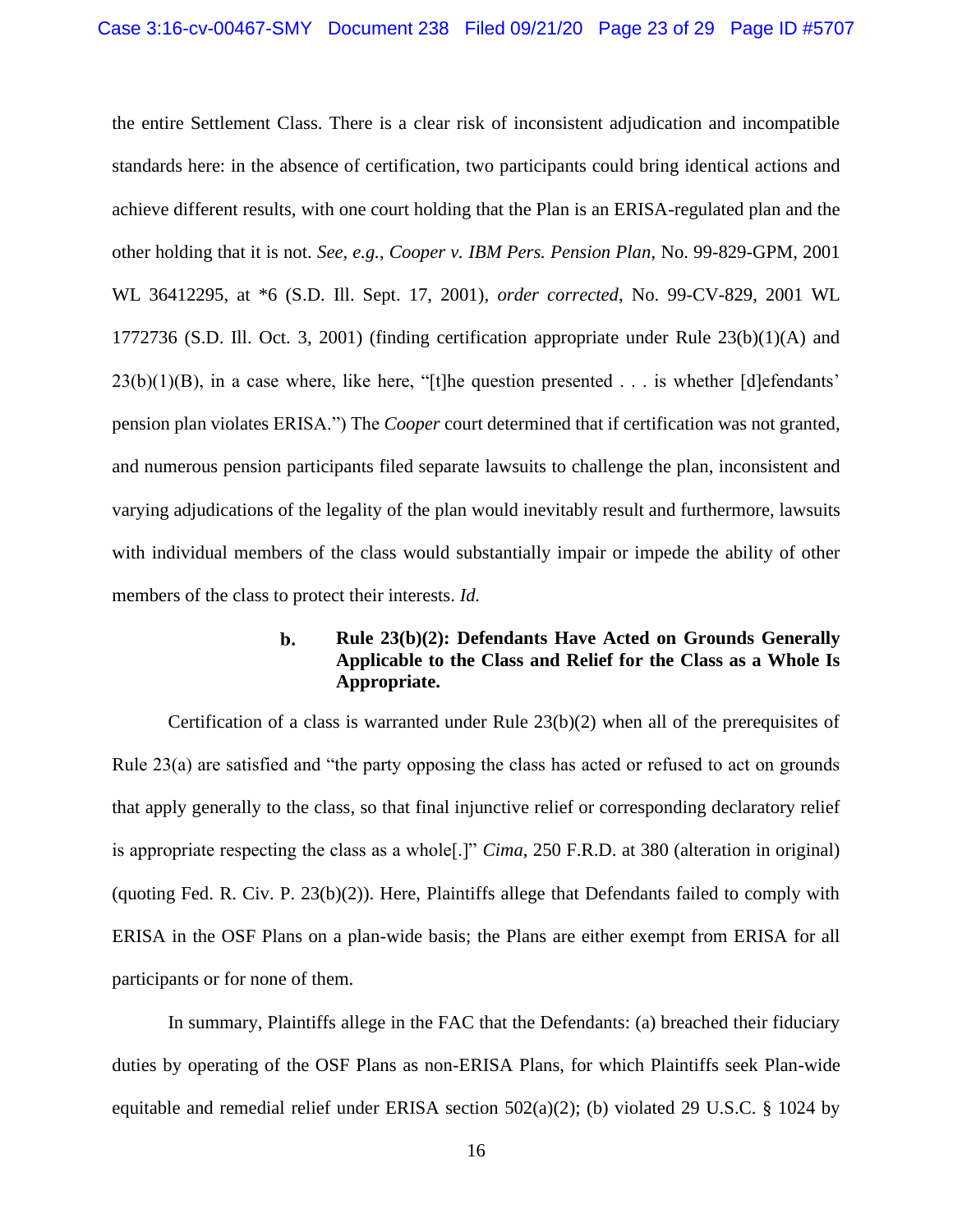the entire Settlement Class. There is a clear risk of inconsistent adjudication and incompatible standards here: in the absence of certification, two participants could bring identical actions and achieve different results, with one court holding that the Plan is an ERISA-regulated plan and the other holding that it is not. *See, e.g.*, *Cooper v. IBM Pers. Pension Plan*, No. 99-829-GPM, 2001 WL 36412295, at *6 (S.D. Ill. Sept. 17, 2001), *order corrected*, No. 99-CV-829, 2001 WL 1772736 (S.D. Ill. Oct. 3, 2001) (finding certification appropriate under Rule 23(b)(1)(A) and 23(b)(1)(B), in a case where, like here, "[t]he question presented . . . is whether [d]efendants' pension plan violates ERISA.") The *Cooper* court determined that if certification was not granted, and numerous pension participants filed separate lawsuits to challenge the plan, inconsistent and varying adjudications of the legality of the plan would inevitably result and furthermore, lawsuits with individual members of the class would substantially impair or impede the ability of other members of the class to protect their interests. *Id.*

**b. Rule 23(b)(2): Defendants Have Acted on Grounds Generally Applicable to the Class and Relief for the Class as a Whole Is Appropriate.**

Certification of a class is warranted under Rule 23(b)(2) when all of the prerequisites of Rule 23(a) are satisfied and "the party opposing the class has acted or refused to act on grounds that apply generally to the class, so that final injunctive relief or corresponding declaratory relief is appropriate respecting the class as a whole[.]" *Cima*, 250 F.R.D. at 380 (alteration in original) (quoting Fed. R. Civ. P. 23(b)(2)). Here, Plaintiffs allege that Defendants failed to comply with ERISA in the OSF Plans on a plan-wide basis; the Plans are either exempt from ERISA for all participants or for none of them.

In summary, Plaintiffs allege in the FAC that the Defendants: (a) breached their fiduciary duties by operating of the OSF Plans as non-ERISA Plans, for which Plaintiffs seek Plan-wide equitable and remedial relief under ERISA section 502(a)(2); (b) violated 29 U.S.C. § 1024 by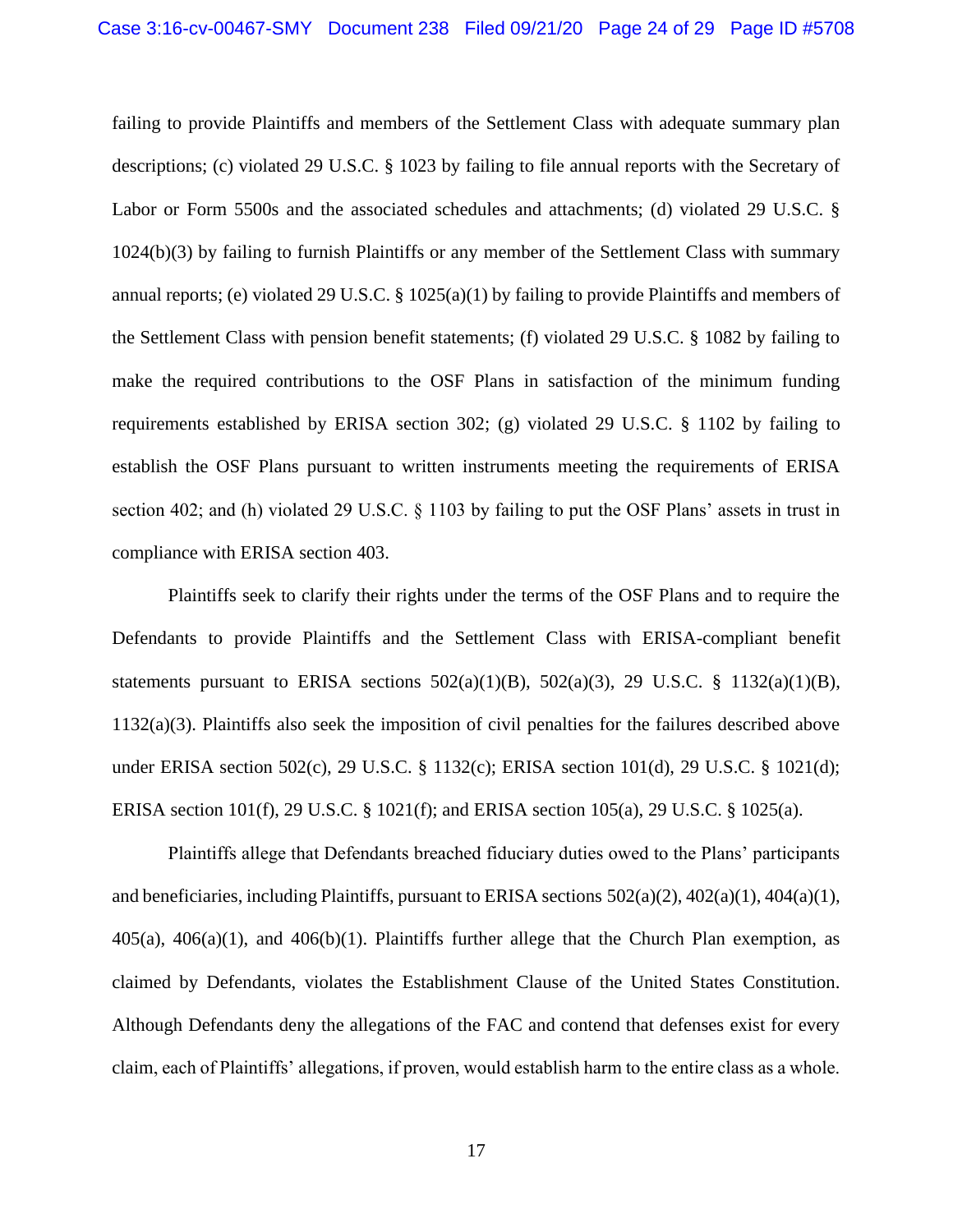failing to provide Plaintiffs and members of the Settlement Class with adequate summary plan descriptions; (c) violated 29 U.S.C. § 1023 by failing to file annual reports with the Secretary of Labor or Form 5500s and the associated schedules and attachments; (d) violated 29 U.S.C. § 1024(b)(3) by failing to furnish Plaintiffs or any member of the Settlement Class with summary annual reports; (e) violated 29 U.S.C. § 1025(a)(1) by failing to provide Plaintiffs and members of the Settlement Class with pension benefit statements; (f) violated 29 U.S.C. § 1082 by failing to make the required contributions to the OSF Plans in satisfaction of the minimum funding requirements established by ERISA section 302; (g) violated 29 U.S.C. § 1102 by failing to establish the OSF Plans pursuant to written instruments meeting the requirements of ERISA section 402; and (h) violated 29 U.S.C. § 1103 by failing to put the OSF Plans' assets in trust in compliance with ERISA section 403.

Plaintiffs seek to clarify their rights under the terms of the OSF Plans and to require the Defendants to provide Plaintiffs and the Settlement Class with ERISA-compliant benefit statements pursuant to ERISA sections 502(a)(1)(B), 502(a)(3), 29 U.S.C. § 1132(a)(1)(B), 1132(a)(3). Plaintiffs also seek the imposition of civil penalties for the failures described above under ERISA section 502(c), 29 U.S.C. § 1132(c); ERISA section 101(d), 29 U.S.C. § 1021(d); ERISA section 101(f), 29 U.S.C. § 1021(f); and ERISA section 105(a), 29 U.S.C. § 1025(a).

Plaintiffs allege that Defendants breached fiduciary duties owed to the Plans' participants and beneficiaries, including Plaintiffs, pursuant to ERISA sections 502(a)(2), 402(a)(1), 404(a)(1), 405(a), 406(a)(1), and 406(b)(1). Plaintiffs further allege that the Church Plan exemption, as claimed by Defendants, violates the Establishment Clause of the United States Constitution. Although Defendants deny the allegations of the FAC and contend that defenses exist for every claim, each of Plaintiffs' allegations, if proven, would establish harm to the entire class as a whole.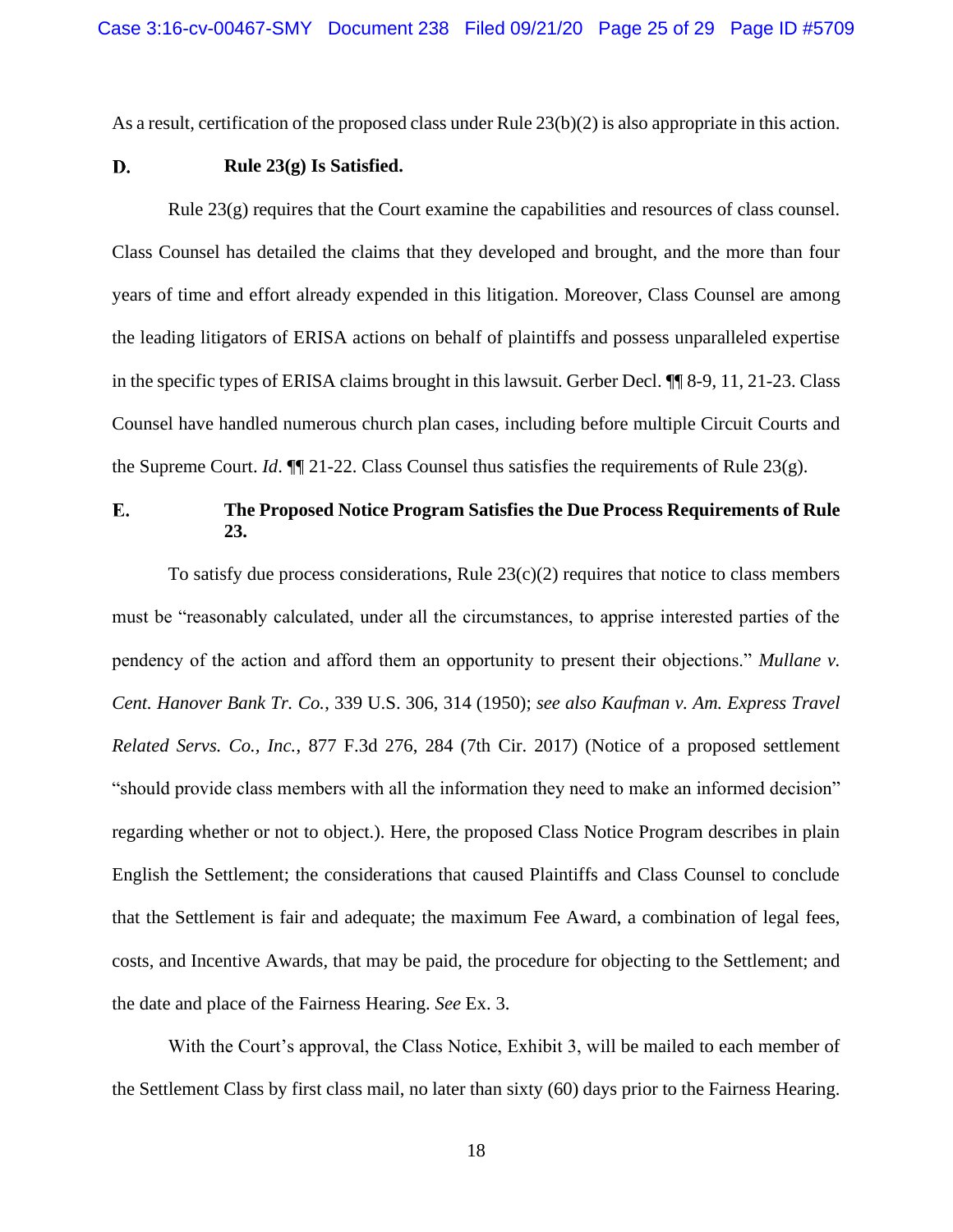As a result, certification of the proposed class under Rule 23(b)(2) is also appropriate in this action.

### D. Rule 23(g) Is Satisfied.

Rule 23(g) requires that the Court examine the capabilities and resources of class counsel. Class Counsel has detailed the claims that they developed and brought, and the more than four years of time and effort already expended in this litigation. Moreover, Class Counsel are among the leading litigators of ERISA actions on behalf of plaintiffs and possess unparalleled expertise in the specific types of ERISA claims brought in this lawsuit. Gerber Decl. ¶¶ 8-9, 11, 21-23. Class Counsel have handled numerous church plan cases, including before multiple Circuit Courts and the Supreme Court. *Id*. ¶¶ 21-22. Class Counsel thus satisfies the requirements of Rule 23(g).

### E. The Proposed Notice Program Satisfies the Due Process Requirements of Rule 23.

To satisfy due process considerations, Rule 23(c)(2) requires that notice to class members must be "reasonably calculated, under all the circumstances, to apprise interested parties of the pendency of the action and afford them an opportunity to present their objections." *Mullane v. Cent. Hanover Bank Tr. Co.*, 339 U.S. 306, 314 (1950); *see also Kaufman v. Am. Express Travel Related Servs. Co., Inc.*, 877 F.3d 276, 284 (7th Cir. 2017) (Notice of a proposed settlement "should provide class members with all the information they need to make an informed decision" regarding whether or not to object.). Here, the proposed Class Notice Program describes in plain English the Settlement; the considerations that caused Plaintiffs and Class Counsel to conclude that the Settlement is fair and adequate; the maximum Fee Award, a combination of legal fees, costs, and Incentive Awards, that may be paid, the procedure for objecting to the Settlement; and the date and place of the Fairness Hearing. *See* Ex. 3.

With the Court's approval, the Class Notice, Exhibit 3, will be mailed to each member of the Settlement Class by first class mail, no later than sixty (60) days prior to the Fairness Hearing.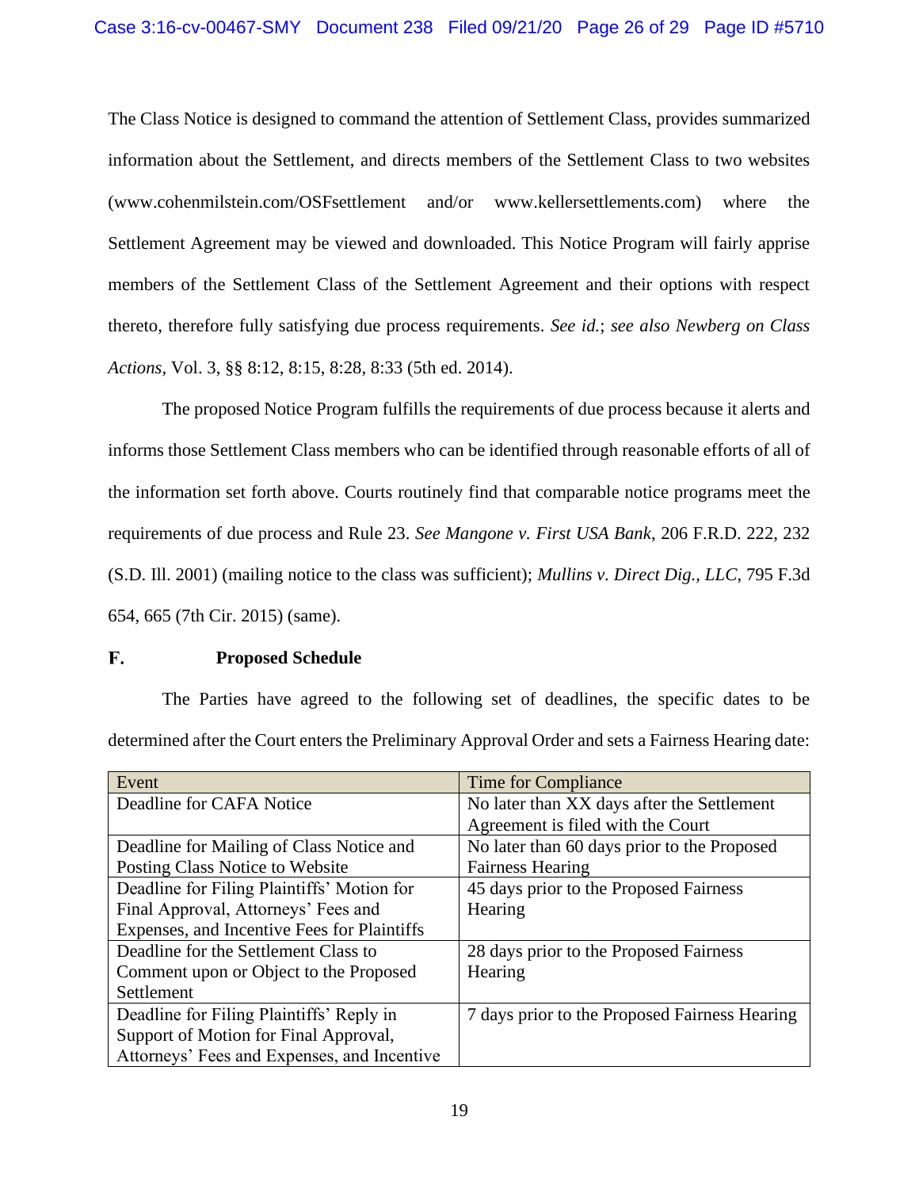The Class Notice is designed to command the attention of Settlement Class, provides summarized information about the Settlement, and directs members of the Settlement Class to two websites (www.cohenmilstein.com/OSFsettlement and/or www.kellersettlements.com) where the Settlement Agreement may be viewed and downloaded. This Notice Program will fairly apprise members of the Settlement Class of the Settlement Agreement and their options with respect thereto, therefore fully satisfying due process requirements. *See id.*; *see also Newberg on Class Actions*, Vol. 3, §§ 8:12, 8:15, 8:28, 8:33 (5th ed. 2014).

The proposed Notice Program fulfills the requirements of due process because it alerts and informs those Settlement Class members who can be identified through reasonable efforts of all of the information set forth above. Courts routinely find that comparable notice programs meet the requirements of due process and Rule 23. *See Mangone v. First USA Bank*, 206 F.R.D. 222, 232 (S.D. Ill. 2001) (mailing notice to the class was sufficient); *Mullins v. Direct Dig., LLC*, 795 F.3d 654, 665 (7th Cir. 2015) (same).

### F. Proposed Schedule

The Parties have agreed to the following set of deadlines, the specific dates to be determined after the Court enters the Preliminary Approval Order and sets a Fairness Hearing date:

| Event | Time for Compliance |
|---|---|
| Deadline for CAFA Notice | No later than XX days after the Settlement Agreement is filed with the Court |
| Deadline for Mailing of Class Notice and Posting Class Notice to Website | No later than 60 days prior to the Proposed Fairness Hearing |
| Deadline for Filing Plaintiffs' Motion for Final Approval, Attorneys' Fees and Expenses, and Incentive Fees for Plaintiffs | 45 days prior to the Proposed Fairness Hearing |
| Deadline for the Settlement Class to Comment upon or Object to the Proposed Settlement | 28 days prior to the Proposed Fairness Hearing |
| Deadline for Filing Plaintiffs' Reply in Support of Motion for Final Approval, Attorneys' Fees and Expenses, and Incentive | 7 days prior to the Proposed Fairness Hearing |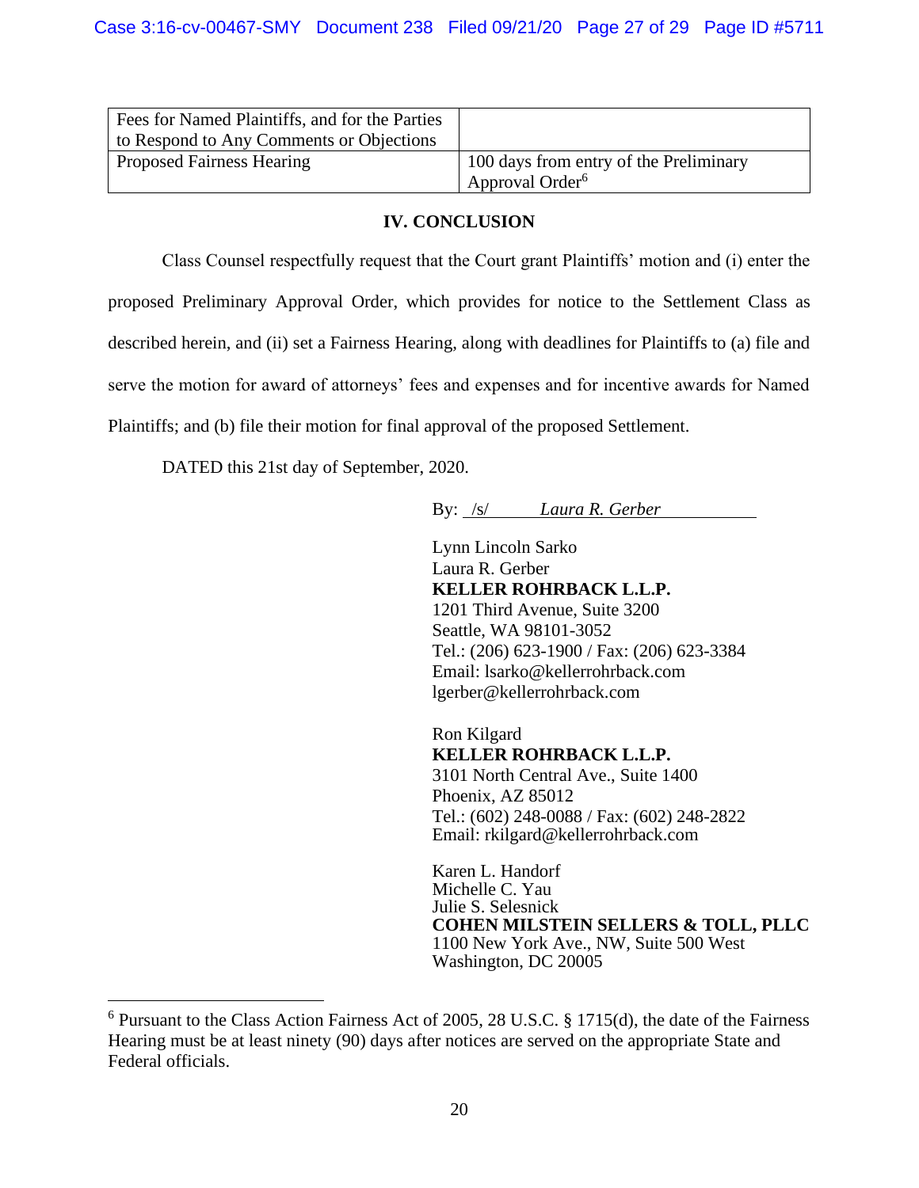| | |
|---|---|
| Fees for Named Plaintiffs, and for the Parties to Respond to Any Comments or Objections | |
| Proposed Fairness Hearing | 100 days from entry of the Preliminary Approval Order[6] |

## IV. CONCLUSION

Class Counsel respectfully request that the Court grant Plaintiffs' motion and (i) enter the proposed Preliminary Approval Order, which provides for notice to the Settlement Class as described herein, and (ii) set a Fairness Hearing, along with deadlines for Plaintiffs to (a) file and serve the motion for award of attorneys' fees and expenses and for incentive awards for Named Plaintiffs; and (b) file their motion for final approval of the proposed Settlement.

DATED this 21st day of September, 2020.

By: /s/ *Laura R. Gerber*

Lynn Lincoln Sarko
Laura R. Gerber
**KELLER ROHRBACK L.L.P.**
1201 Third Avenue, Suite 3200
Seattle, WA 98101-3052
Tel.: (206) 623-1900 / Fax: (206) 623-3384
Email: lsarko@kellerrohrback.com
lgerber@kellerrohrback.com

Ron Kilgard
**KELLER ROHRBACK L.L.P.**
3101 North Central Ave., Suite 1400
Phoenix, AZ 85012
Tel.: (602) 248-0088 / Fax: (602) 248-2822
Email: rkilgard@kellerrohrback.com

Karen L. Handorf
Michelle C. Yau
Julie S. Selesnick
**COHEN MILSTEIN SELLERS & TOLL, PLLC**
1100 New York Ave., NW, Suite 500 West
Washington, DC 20005

---

[6] Pursuant to the Class Action Fairness Act of 2005, 28 U.S.C. § 1715(d), the date of the Fairness Hearing must be at least ninety (90) days after notices are served on the appropriate State and Federal officials.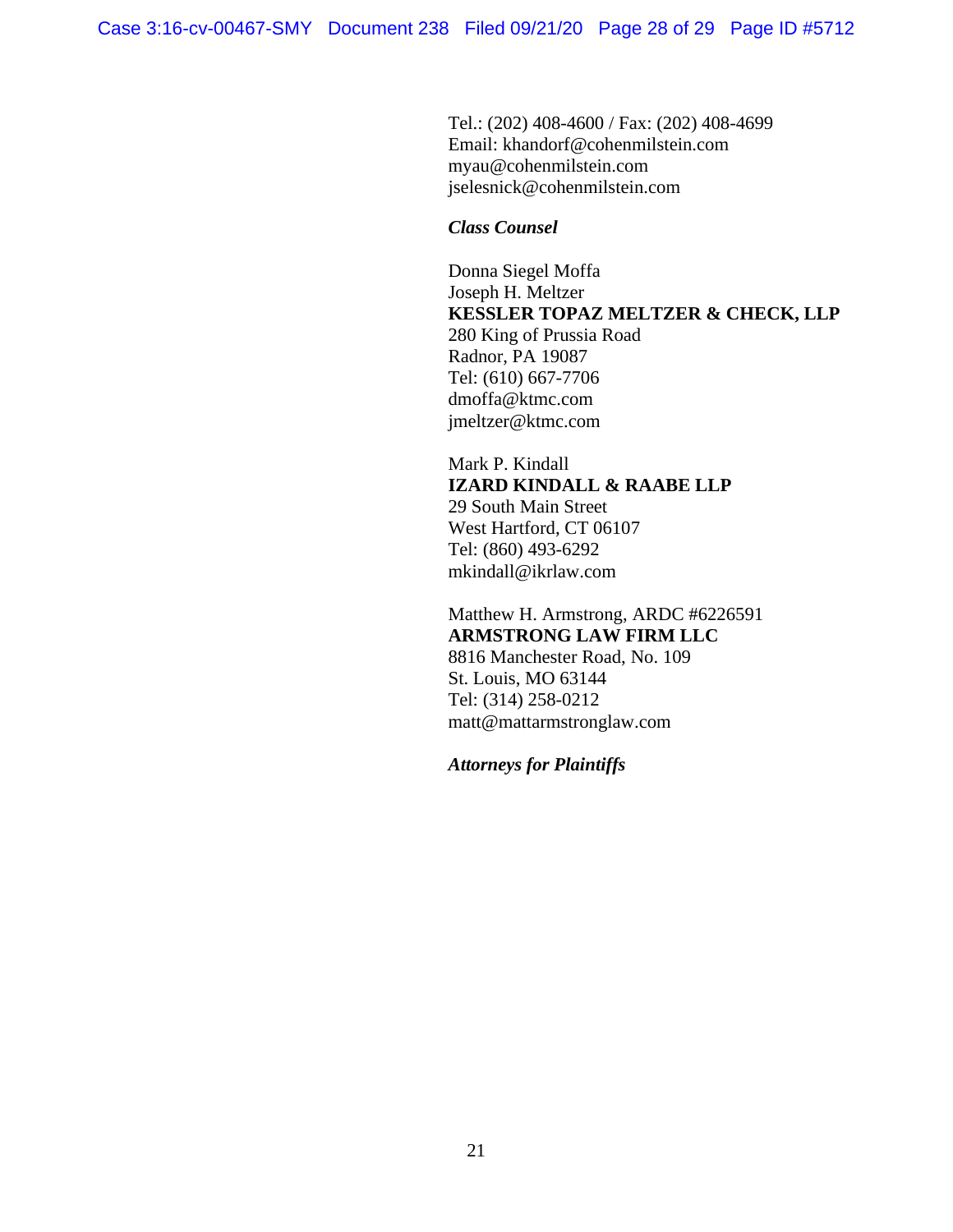Tel.: (202) 408-4600 / Fax: (202) 408-4699
Email: khandorf@cohenmilstein.com
myau@cohenmilstein.com
jselesnick@cohenmilstein.com

***Class Counsel***

Donna Siegel Moffa
Joseph H. Meltzer
**KESSLER TOPAZ MELTZER & CHECK, LLP**
280 King of Prussia Road
Radnor, PA 19087
Tel: (610) 667-7706
dmoffa@ktmc.com
jmeltzer@ktmc.com

Mark P. Kindall
**IZARD KINDALL & RAABE LLP**
29 South Main Street
West Hartford, CT 06107
Tel: (860) 493-6292
mkindall@ikrlaw.com

Matthew H. Armstrong, ARDC #6226591
**ARMSTRONG LAW FIRM LLC**
8816 Manchester Road, No. 109
St. Louis, MO 63144
Tel: (314) 258-0212
matt@mattarmstronglaw.com

***Attorneys for Plaintiffs***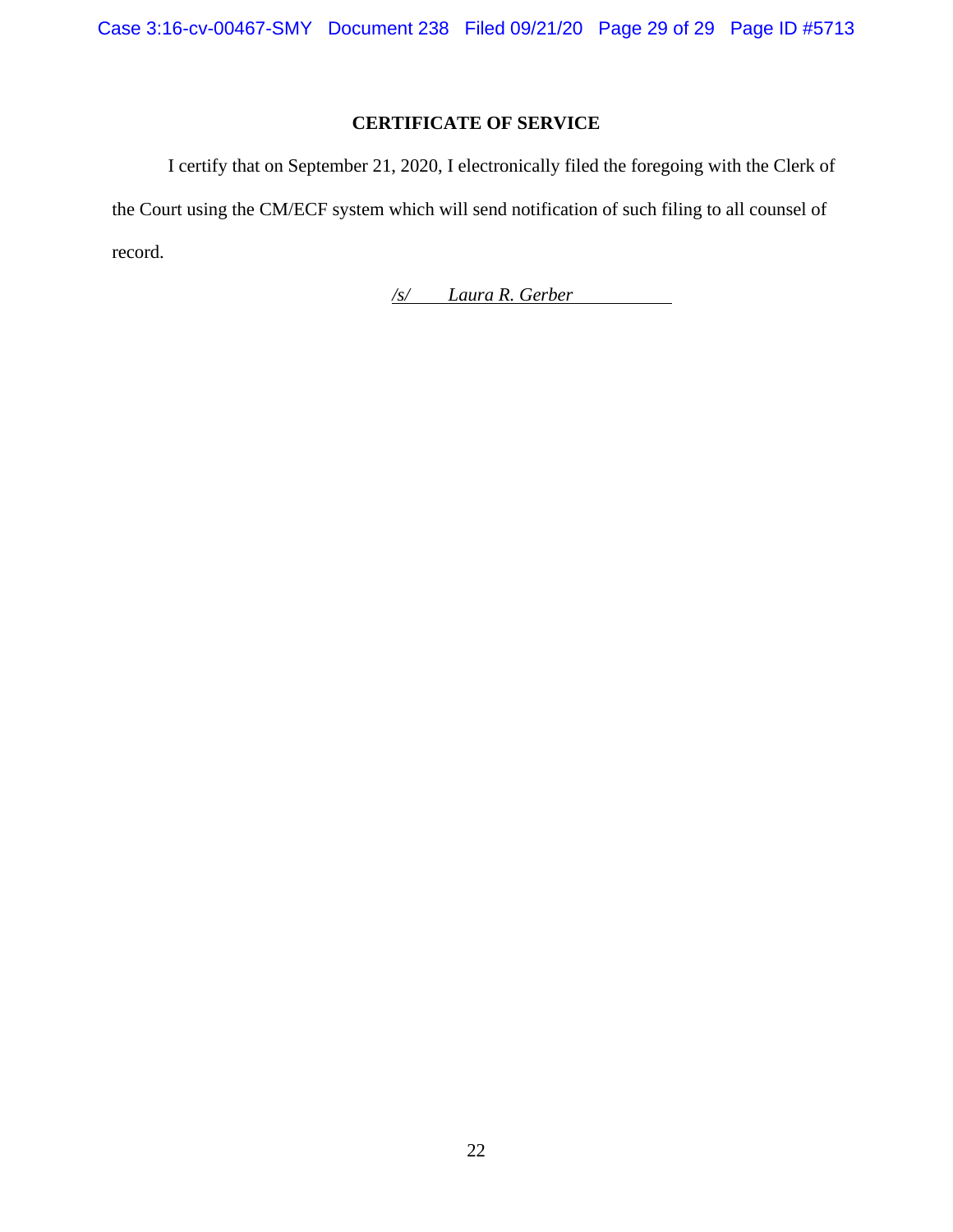## CERTIFICATE OF SERVICE

I certify that on September 21, 2020, I electronically filed the foregoing with the Clerk of the Court using the CM/ECF system which will send notification of such filing to all counsel of record.

*/s/ Laura R. Gerber*